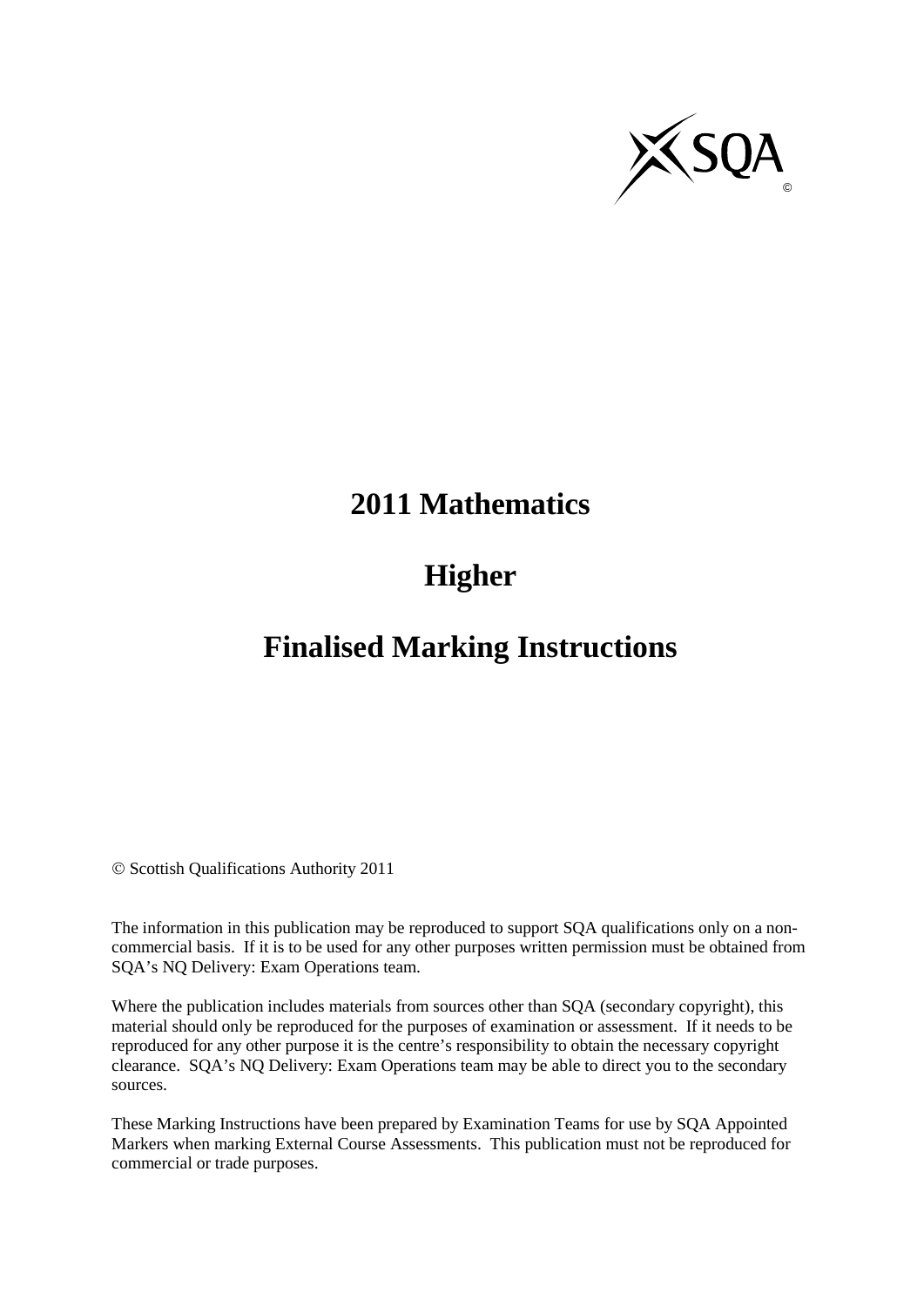# 2011 Mathematics

# Higher

# Finalised Marking Instructions

© Scottish Qualifications Authority 2011

The information in this publication may be reproduced to support SQA qualifications only on a non-commercial basis. If it is to be used for any other purposes written permission must be obtained from SQA's NQ Delivery: Exam Operations team.

Where the publication includes materials from sources other than SQA (secondary copyright), this material should only be reproduced for the purposes of examination or assessment. If it needs to be reproduced for any other purpose it is the centre's responsibility to obtain the necessary copyright clearance. SQA's NQ Delivery: Exam Operations team may be able to direct you to the secondary sources.

These Marking Instructions have been prepared by Examination Teams for use by SQA Appointed Markers when marking External Course Assessments. This publication must not be reproduced for commercial or trade purposes.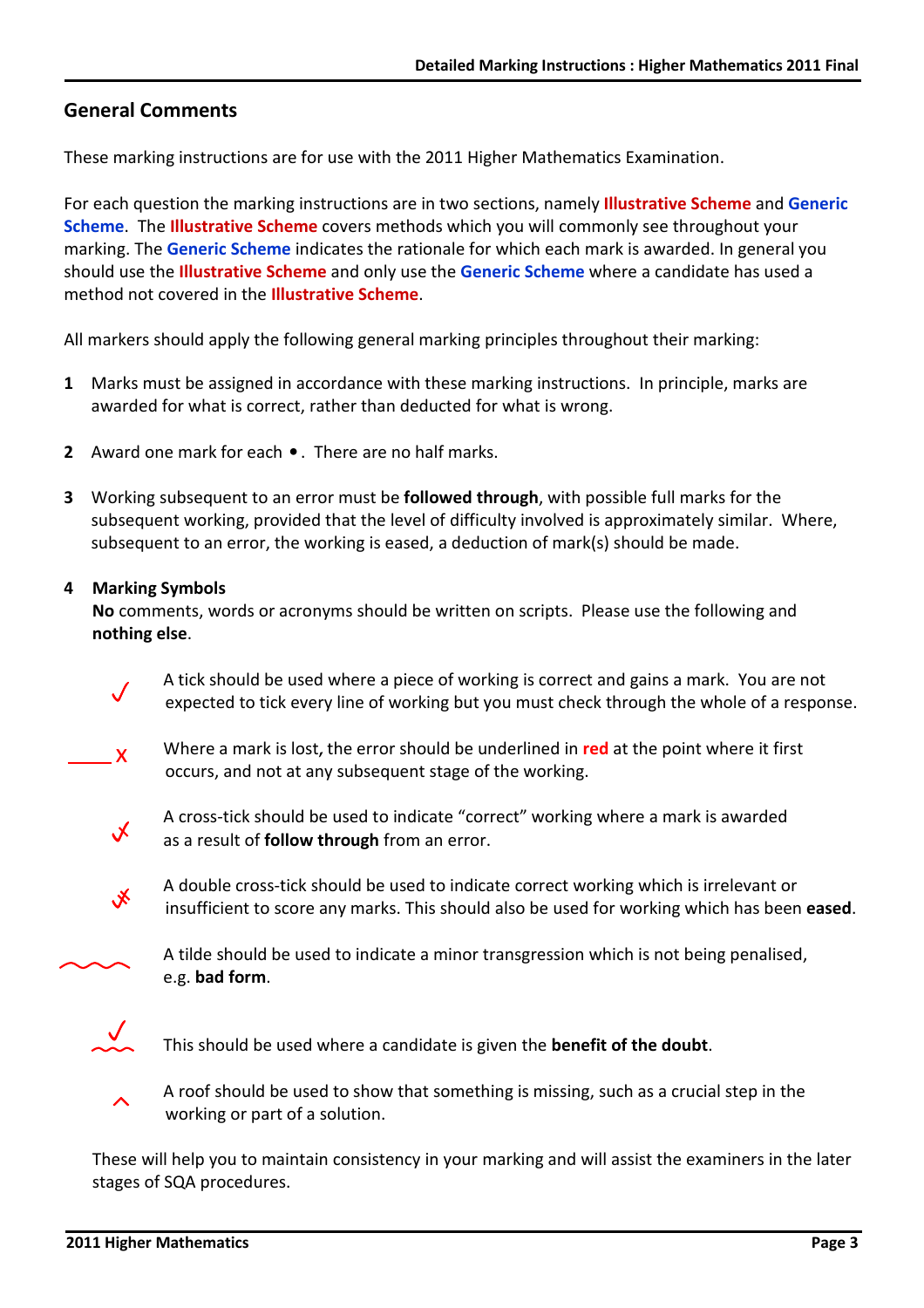## General Comments

These marking instructions are for use with the 2011 Higher Mathematics Examination.

For each question the marking instructions are in two sections, namely **Illustrative Scheme** and **Generic Scheme**. The **Illustrative Scheme** covers methods which you will commonly see throughout your marking. The **Generic Scheme** indicates the rationale for which each mark is awarded. In general you should use the **Illustrative Scheme** and only use the **Generic Scheme** where a candidate has used a method not covered in the **Illustrative Scheme**.

All markers should apply the following general marking principles throughout their marking:

**1** Marks must be assigned in accordance with these marking instructions. In principle, marks are awarded for what is correct, rather than deducted for what is wrong.

**2** Award one mark for each •. There are no half marks.

**3** Working subsequent to an error must be **followed through**, with possible full marks for the subsequent working, provided that the level of difficulty involved is approximately similar. Where, subsequent to an error, the working is eased, a deduction of mark(s) should be made.

**4** **Marking Symbols**
**No** comments, words or acronyms should be written on scripts. Please use the following and **nothing else**.

| Symbol | Meaning |
|---|---|
| ✓ | A tick should be used where a piece of working is correct and gains a mark. You are not expected to tick every line of working but you must check through the whole of a response. |
| ____ x | Where a mark is lost, the error should be underlined in **red** at the point where it first occurs, and not at any subsequent stage of the working. |
| cross-tick | A cross-tick should be used to indicate "correct" working where a mark is awarded as a result of **follow through** from an error. |
| double cross-tick | A double cross-tick should be used to indicate correct working which is irrelevant or insufficient to score any marks. This should also be used for working which has been **eased**. |
| ~~~ | A tilde should be used to indicate a minor transgression which is not being penalised, e.g. **bad form**. |
| ✓ over ~~~ | This should be used where a candidate is given the **benefit of the doubt**. |
| ^ | A roof should be used to show that something is missing, such as a crucial step in the working or part of a solution. |

These will help you to maintain consistency in your marking and will assist the examiners in the later stages of SQA procedures.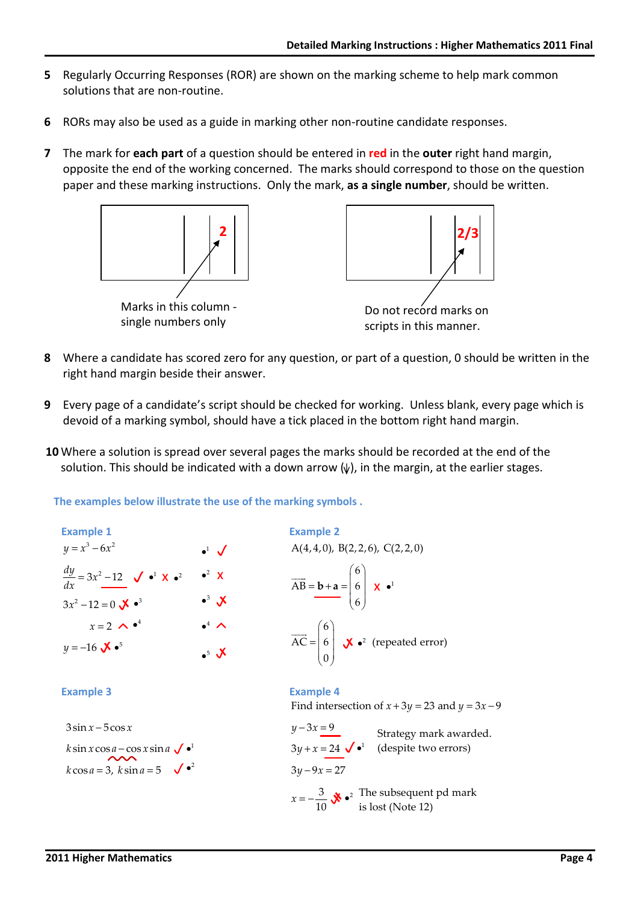5 Regularly Occurring Responses (ROR) are shown on the marking scheme to help mark common solutions that are non-routine.

6 RORs may also be used as a guide in marking other non-routine candidate responses.

7 The mark for **each part** of a question should be entered in **red** in the **outer** right hand margin, opposite the end of the working concerned. The marks should correspond to those on the question paper and these marking instructions. Only the mark, **as a single number**, should be written.

| 2 |
|---|

Marks in this column - single numbers only

| 2/3 |
|---|

Do not record marks on scripts in this manner.

8 Where a candidate has scored zero for any question, or part of a question, 0 should be written in the right hand margin beside their answer.

9 Every page of a candidate's script should be checked for working. Unless blank, every page which is devoid of a marking symbol, should have a tick placed in the bottom right hand margin.

10 Where a solution is spread over several pages the marks should be recorded at the end of the solution. This should be indicated with a down arrow (↓), in the margin, at the earlier stages.

**The examples below illustrate the use of the marking symbols .**

**Example 1**

$y = x^3 - 6x^2$ — $\bullet^1$ ✓

$\frac{dy}{dx} = 3x^2 - 12$ ✓ $\bullet^1$ ✗ $\bullet^2$ — $\bullet^2$ ✗

$3x^2 - 12 = 0$ ✗ $\bullet^3$ — $\bullet^3$ ✗

$x = 2$ ^ $\bullet^4$ — $\bullet^4$ ^

$y = -16$ ✗ $\bullet^5$ — $\bullet^5$ ✗

**Example 2**

$A(4,4,0),\ B(2,2,6),\ C(2,2,0)$

$\overrightarrow{AB} = \mathbf{b} + \mathbf{a} = \begin{pmatrix} 6 \\ 6 \\ 6 \end{pmatrix}$ ✗ $\bullet^1$

$\overrightarrow{AC} = \begin{pmatrix} 6 \\ 6 \\ 0 \end{pmatrix}$ ✗ $\bullet^2$ (repeated error)

**Example 3**

$3\sin x - 5\cos x$

$k\sin x\cos a - \cos x \sin a$ ✓ $\bullet^1$

$k\cos a = 3,\ k\sin a = 5$ ✓ $\bullet^2$

**Example 4**

Find intersection of $x + 3y = 23$ and $y = 3x - 9$

$y - 3x = 9$

$3y + x = 24$ ✓ $\bullet^1$ Strategy mark awarded. (despite two errors)

$3y - 9x = 27$

$x = -\frac{3}{10}$ ✗ $\bullet^2$ The subsequent pd mark is lost (Note 12)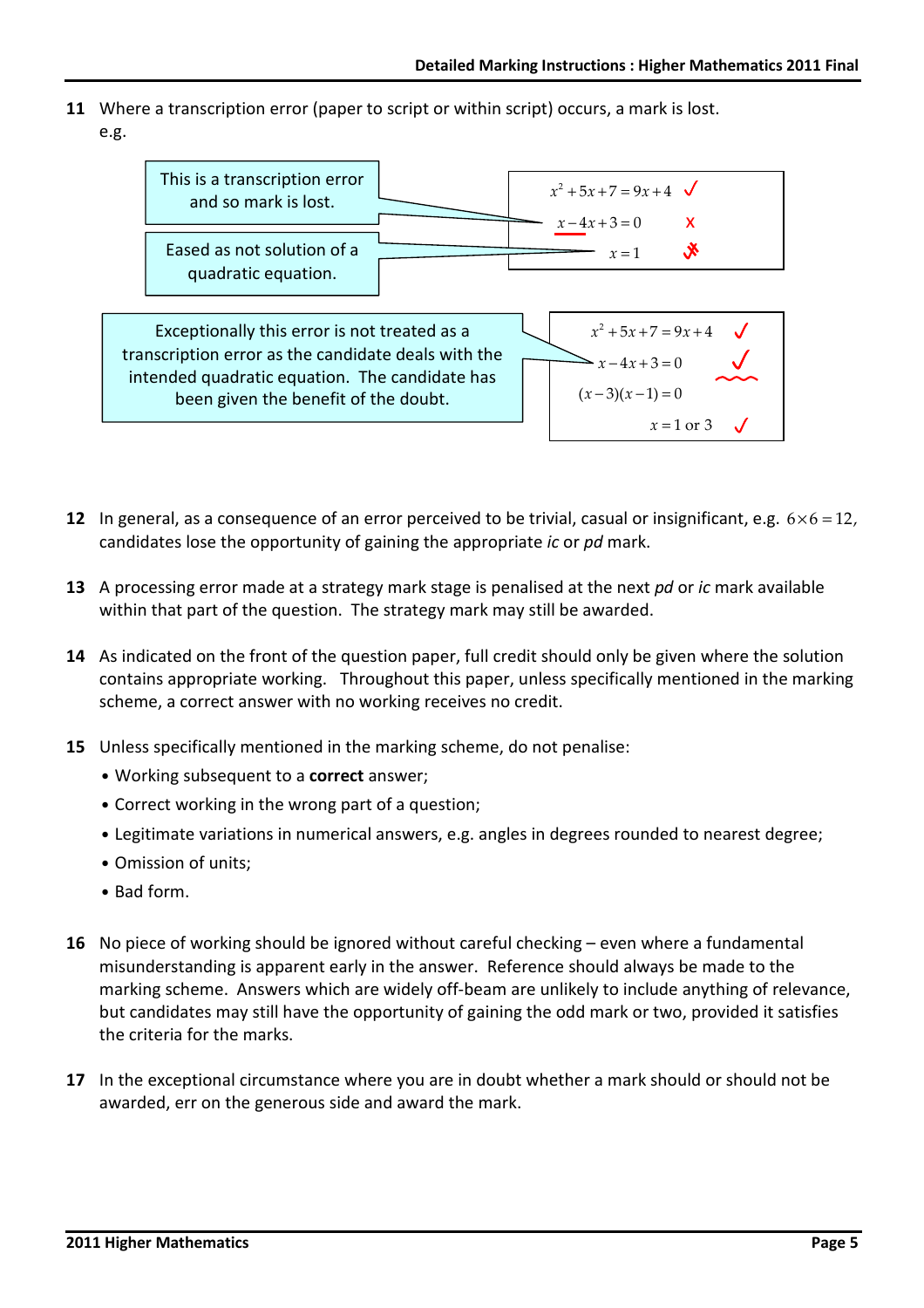11 Where a transcription error (paper to script or within script) occurs, a mark is lost.
e.g.

| Comment | Working | Mark |
|---|---|---|
| | $x^2+5x+7=9x+4$ | ✓ |
| This is a transcription error and so mark is lost. | $x-4x+3=0$ | ✗ |
| Eased as not solution of a quadratic equation. | $x=1$ | ✗ |

| Comment | Working | Mark |
|---|---|---|
| | $x^2+5x+7=9x+4$ | ✓ |
| Exceptionally this error is not treated as a transcription error as the candidate deals with the intended quadratic equation. The candidate has been given the benefit of the doubt. | $x-4x+3=0$ | ✓ |
| | $(x-3)(x-1)=0$ | |
| | $x=1$ or $3$ | ✓ |

12 In general, as a consequence of an error perceived to be trivial, casual or insignificant, e.g. $6\times6=12$, candidates lose the opportunity of gaining the appropriate *ic* or *pd* mark.

13 A processing error made at a strategy mark stage is penalised at the next *pd* or *ic* mark available within that part of the question. The strategy mark may still be awarded.

14 As indicated on the front of the question paper, full credit should only be given where the solution contains appropriate working. Throughout this paper, unless specifically mentioned in the marking scheme, a correct answer with no working receives no credit.

15 Unless specifically mentioned in the marking scheme, do not penalise:

- Working subsequent to a **correct** answer;
- Correct working in the wrong part of a question;
- Legitimate variations in numerical answers, e.g. angles in degrees rounded to nearest degree;
- Omission of units;
- Bad form.

16 No piece of working should be ignored without careful checking – even where a fundamental misunderstanding is apparent early in the answer. Reference should always be made to the marking scheme. Answers which are widely off-beam are unlikely to include anything of relevance, but candidates may still have the opportunity of gaining the odd mark or two, provided it satisfies the criteria for the marks.

17 In the exceptional circumstance where you are in doubt whether a mark should or should not be awarded, err on the generous side and award the mark.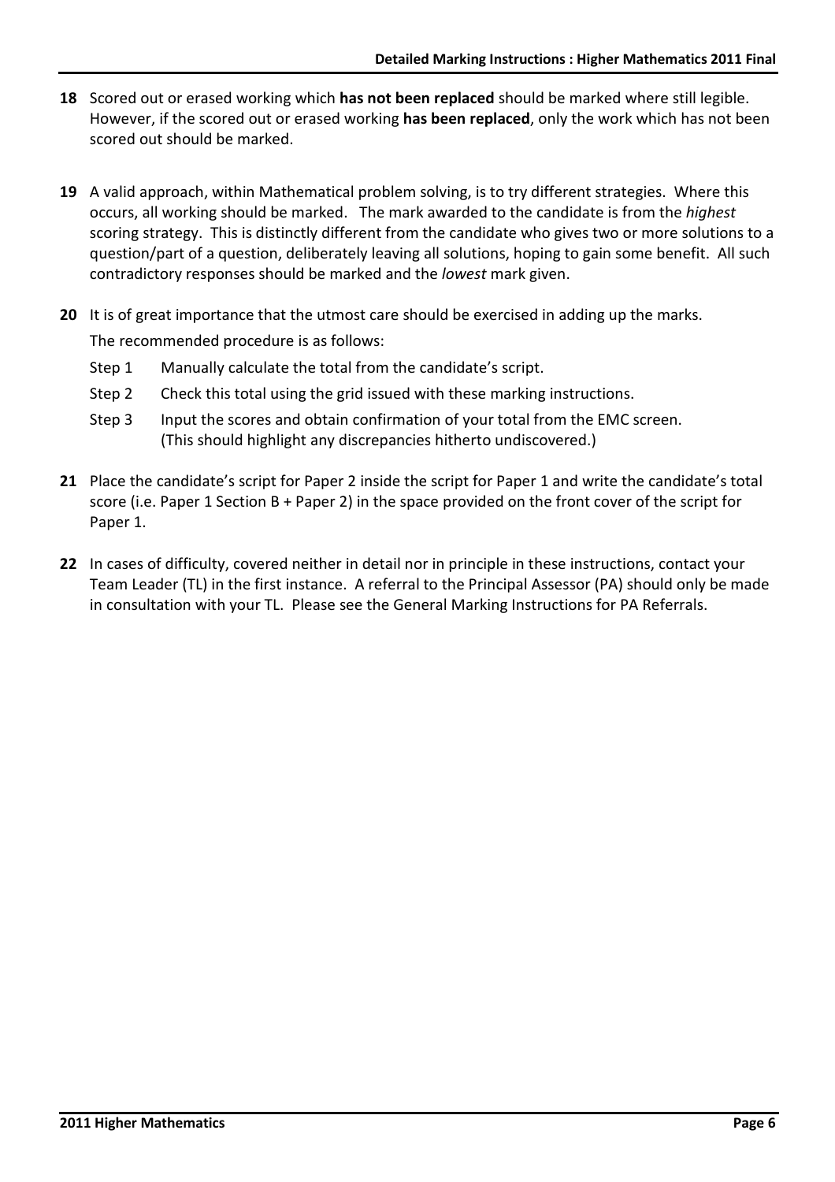**18** Scored out or erased working which **has not been replaced** should be marked where still legible. However, if the scored out or erased working **has been replaced**, only the work which has not been scored out should be marked.

**19** A valid approach, within Mathematical problem solving, is to try different strategies. Where this occurs, all working should be marked. The mark awarded to the candidate is from the *highest* scoring strategy. This is distinctly different from the candidate who gives two or more solutions to a question/part of a question, deliberately leaving all solutions, hoping to gain some benefit. All such contradictory responses should be marked and the *lowest* mark given.

**20** It is of great importance that the utmost care should be exercised in adding up the marks.

The recommended procedure is as follows:

- Step 1 Manually calculate the total from the candidate's script.
- Step 2 Check this total using the grid issued with these marking instructions.
- Step 3 Input the scores and obtain confirmation of your total from the EMC screen. (This should highlight any discrepancies hitherto undiscovered.)

**21** Place the candidate's script for Paper 2 inside the script for Paper 1 and write the candidate's total score (i.e. Paper 1 Section B + Paper 2) in the space provided on the front cover of the script for Paper 1.

**22** In cases of difficulty, covered neither in detail nor in principle in these instructions, contact your Team Leader (TL) in the first instance. A referral to the Principal Assessor (PA) should only be made in consultation with your TL. Please see the General Marking Instructions for PA Referrals.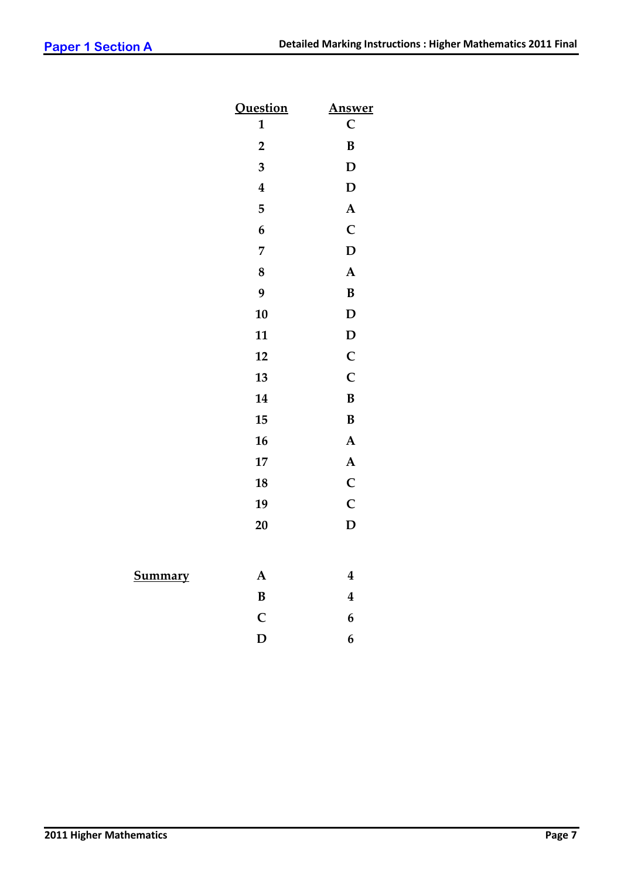## Paper 1 Section A

| Question | Answer |
|---|---|
| 1 | C |
| 2 | B |
| 3 | D |
| 4 | D |
| 5 | A |
| 6 | C |
| 7 | D |
| 8 | A |
| 9 | B |
| 10 | D |
| 11 | D |
| 12 | C |
| 13 | C |
| 14 | B |
| 15 | B |
| 16 | A |
| 17 | A |
| 18 | C |
| 19 | C |
| 20 | D |

**Summary**

| | |
|---|---|
| A | 4 |
| B | 4 |
| C | 6 |
| D | 6 |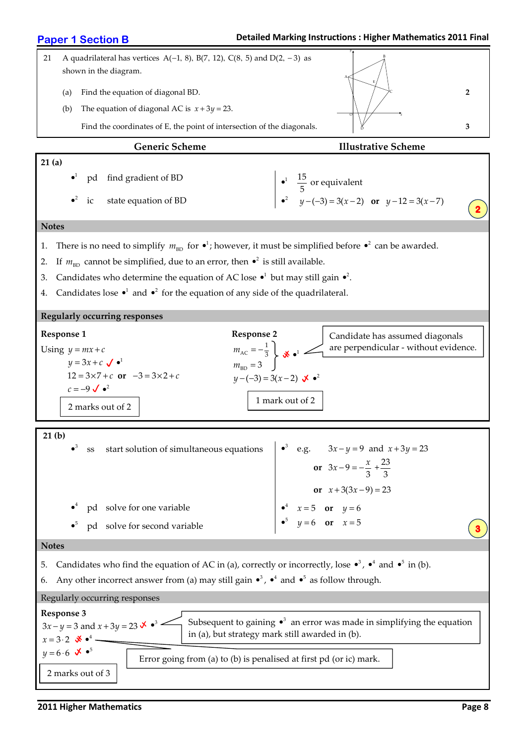## Paper 1 Section B

21 A quadrilateral has vertices A(−1, 8), B(7, 12), C(8, 5) and D(2, −3) as shown in the diagram.

(a) Find the equation of diagonal BD. **2**

(b) The equation of diagonal AC is $x + 3y = 23$.

Find the coordinates of E, the point of intersection of the diagonals. **3**

| Generic Scheme | | | Illustrative Scheme |
|---|---|---|---|
| **21 (a)** | | | |
| •1 | pd | find gradient of BD | •1 $\frac{15}{5}$ or equivalent |
| •2 | ic | state equation of BD | •2 $y-(-3)=3(x-2)$ **or** $y-12=3(x-7)$ |

**2**

### Notes

1. There is no need to simplify $m_{BD}$ for •1; however, it must be simplified before •2 can be awarded.
2. If $m_{BD}$ cannot be simplified, due to an error, then •2 is still available.
3. Candidates who determine the equation of AC lose •1 but may still gain •2.
4. Candidates lose •1 and •2 for the equation of any side of the quadrilateral.

### Regularly occurring responses

**Response 1**

Using $y = mx + c$

$y = 3x + c$ ✓ •1

$12 = 3\times7 + c$ **or** $-3 = 3\times2 + c$

$c = -9$ ✓ •2

2 marks out of 2

**Response 2**

$m_{AC} = -\frac{1}{3}$, $m_{BD} = 3$ ✗ •1

$y-(-3) = 3(x-2)$ ✓ •2

Candidate has assumed diagonals are perpendicular - without evidence.

1 mark out of 2

| Generic Scheme | | | Illustrative Scheme |
|---|---|---|---|
| **21 (b)** | | | |
| •3 | ss | start solution of simultaneous equations | •3 e.g. $3x-y=9$ and $x+3y=23$ **or** $3x-9=-\frac{x}{3}+\frac{23}{3}$ **or** $x+3(3x-9)=23$ |
| •4 | pd | solve for one variable | •4 $x=5$ **or** $y=6$ |
| •5 | pd | solve for second variable | •5 $y=6$ **or** $x=5$ |

**3**

### Notes

5. Candidates who find the equation of AC in (a), correctly or incorrectly, lose •3, •4 and •5 in (b).
6. Any other incorrect answer from (a) may still gain •3, •4 and •5 as follow through.

### Regularly occurring responses

**Response 3**

$3x - y = 3$ and $x + 3y = 23$ ✓ •3

$x = 3\cdot2$ ✗ •4

$y = 6\cdot6$ ✓ •5

Subsequent to gaining •3 an error was made in simplifying the equation in (a), but strategy mark still awarded in (b).

Error going from (a) to (b) is penalised at first pd (or ic) mark.

2 marks out of 3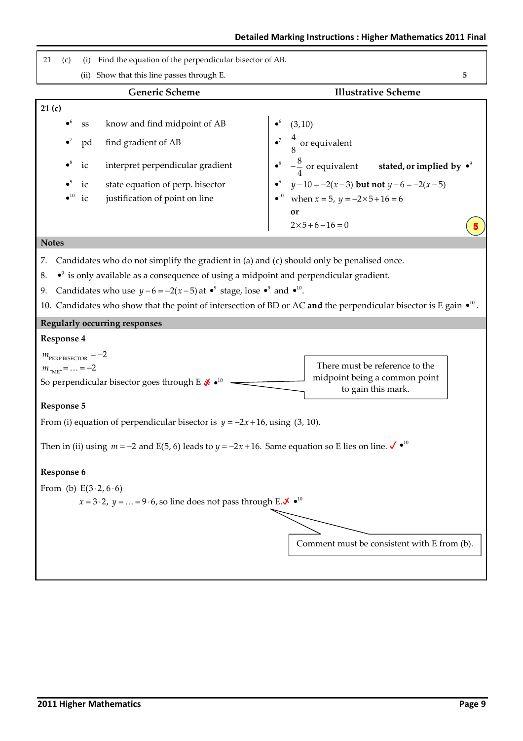| 21 | (c) | (i) Find the equation of the perpendicular bisector of AB. | |
|---|---|---|---|
| | | (ii) Show that this line passes through E. | 5 |

| Generic Scheme | | | Illustrative Scheme |
|---|---|---|---|
| **21 (c)** | | | |
| •6 | ss | know and find midpoint of AB | •6 $(3,10)$ |
| •7 | pd | find gradient of AB | •7 $\frac{4}{8}$ or equivalent |
| •8 | ic | interpret perpendicular gradient | •8 $-\frac{8}{4}$ or equivalent **stated, or implied by** •9 |
| •9 | ic | state equation of perp. bisector | •9 $y-10=-2(x-3)$ **but not** $y-6=-2(x-5)$ |
| •10 | ic | justification of point on line | •10 when $x=5$, $y=-2\times5+16=6$ **or** $2\times5+6-16=0$ |

**5**

## Notes

7. Candidates who do not simplify the gradient in (a) and (c) should only be penalised once.
8. •9 is only available as a consequence of using a midpoint and perpendicular gradient.
9. Candidates who use $y-6=-2(x-5)$ at •9 stage, lose •9 and •10.
10. Candidates who show that the point of intersection of BD or AC **and** the perpendicular bisector is E gain •10.

## Regularly occurring responses

**Response 4**

$m_{\text{PERP BISECTOR}}=-2$

$m_{\text{"ME"}}=\ldots=-2$

So perpendicular bisector goes through E ✗ •10

*There must be reference to the midpoint being a common point to gain this mark.*

**Response 5**

From (i) equation of perpendicular bisector is $y=-2x+16$, using $(3, 10)$.

Then in (ii) using $m=-2$ and E(5, 6) leads to $y=-2x+16$. Same equation so E lies on line. ✓ •10

**Response 6**

From (b) E$(3\cdot2, 6\cdot6)$

$x=3\cdot2$, $y=\ldots=9\cdot6$, so line does not pass through E. ✗ •10

*Comment must be consistent with E from (b).*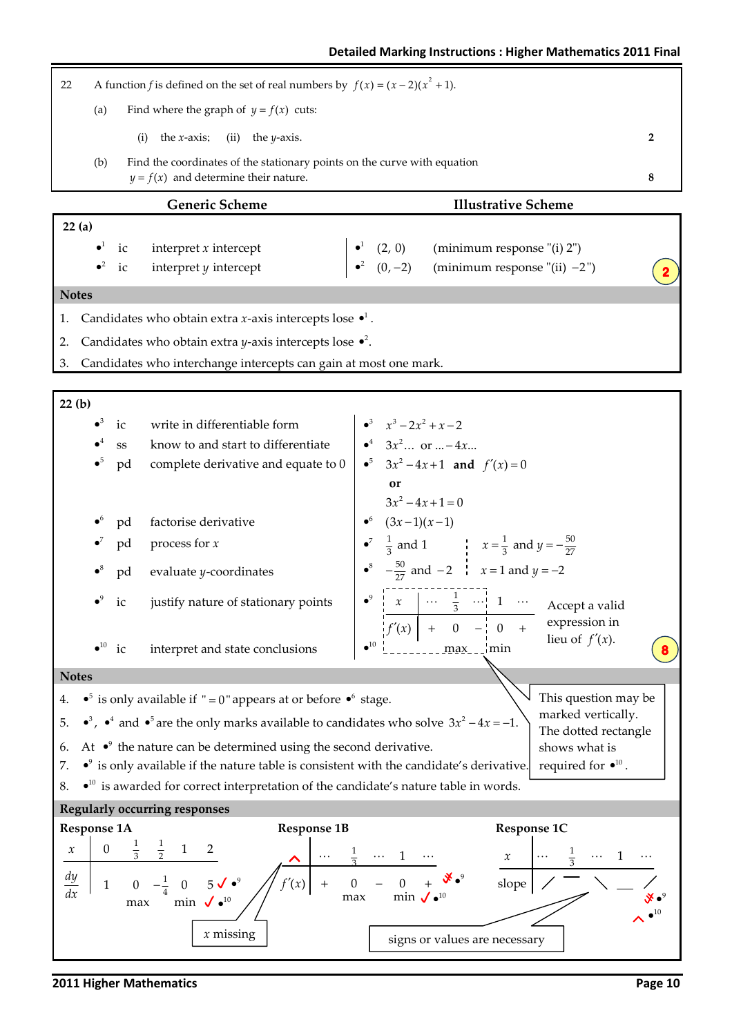**Detailed Marking Instructions : Higher Mathematics 2011 Final**

22 A function $f$ is defined on the set of real numbers by $f(x) = (x-2)(x^2+1)$.

(a) Find where the graph of $y = f(x)$ cuts:

(i) the $x$-axis; (ii) the $y$-axis. **2**

(b) Find the coordinates of the stationary points on the curve with equation $y = f(x)$ and determine their nature. **8**

| | Generic Scheme | | Illustrative Scheme |
|---|---|---|---|
| **22 (a)** | | | |
| $\bullet^1$ | ic | interpret $x$ intercept | $\bullet^1$ $(2, 0)$ (minimum response "(i) 2") |
| $\bullet^2$ | ic | interpret $y$ intercept | $\bullet^2$ $(0, -2)$ (minimum response "(ii) $-2$") |

**2**

**Notes**

1. Candidates who obtain extra $x$-axis intercepts lose $\bullet^1$.
2. Candidates who obtain extra $y$-axis intercepts lose $\bullet^2$.
3. Candidates who interchange intercepts can gain at most one mark.

| | Generic Scheme | | Illustrative Scheme |
|---|---|---|---|
| **22 (b)** | | | |
| $\bullet^3$ | ic | write in differentiable form | $\bullet^3$ $x^3 - 2x^2 + x - 2$ |
| $\bullet^4$ | ss | know to and start to differentiate | $\bullet^4$ $3x^2 \ldots$ or $\ldots -4x\ldots$ |
| $\bullet^5$ | pd | complete derivative and equate to 0 | $\bullet^5$ $3x^2 - 4x + 1$ **and** $f'(x) = 0$ **or** $3x^2 - 4x + 1 = 0$ |
| $\bullet^6$ | pd | factorise derivative | $\bullet^6$ $(3x-1)(x-1)$ |
| $\bullet^7$ | pd | process for $x$ | $\bullet^7$ $\frac{1}{3}$ and $1$ (or $x = \frac{1}{3}$ and $y = -\frac{50}{27}$) |
| $\bullet^8$ | pd | evaluate $y$-coordinates | $\bullet^8$ $-\frac{50}{27}$ and $-2$ (or $x = 1$ and $y = -2$) |
| $\bullet^9$ | ic | justify nature of stationary points | $\bullet^9$ see nature table below |
| $\bullet^{10}$ | ic | interpret and state conclusions | $\bullet^{10}$ max at $x = \frac{1}{3}$, min at $x = 1$ |

| $x$ | $\cdots$ | $\frac{1}{3}$ | $\cdots$ | $1$ | $\cdots$ |
|---|---|---|---|---|---|
| $f'(x)$ | $+$ | $0$ | $-$ | $0$ | $+$ |
| | | max | | min | |

Accept a valid expression in lieu of $f'(x)$.

This question may be marked vertically. The dotted rectangle shows what is required for $\bullet^{10}$.

**8**

**Notes**

4. $\bullet^5$ is only available if "$= 0$" appears at or before $\bullet^6$ stage.
5. $\bullet^3$, $\bullet^4$ and $\bullet^5$ are the only marks available to candidates who solve $3x^2 - 4x = -1$.
6. At $\bullet^9$ the nature can be determined using the second derivative.
7. $\bullet^9$ is only available if the nature table is consistent with the candidate's derivative.
8. $\bullet^{10}$ is awarded for correct interpretation of the candidate's nature table in words.

**Regularly occurring responses**

**Response 1A**

| $x$ | $0$ | $\frac{1}{3}$ | $\frac{1}{2}$ | $1$ | $2$ |
|---|---|---|---|---|---|
| $\frac{dy}{dx}$ | $1$ | $0$ | $-\frac{1}{4}$ | $0$ | $5$ |
| | | max | | min | |

✓ $\bullet^9$ ✓ $\bullet^{10}$

**Response 1B**

| | $\cdots$ | $\frac{1}{3}$ | $\cdots$ | $1$ | $\cdots$ |
|---|---|---|---|---|---|
| $f'(x)$ | $+$ | $0$ | $-$ | $0$ | $+$ |
| | | max | | min | |

x missing ✗ $\bullet^9$ ✓ $\bullet^{10}$

**Response 1C**

| $x$ | $\cdots$ | $\frac{1}{3}$ | $\cdots$ | $1$ | $\cdots$ |
|---|---|---|---|---|---|
| slope | / | — | \ | — | / |

signs or values are necessary ✗ $\bullet^9$ ✗ $\bullet^{10}$

**2011 Higher Mathematics**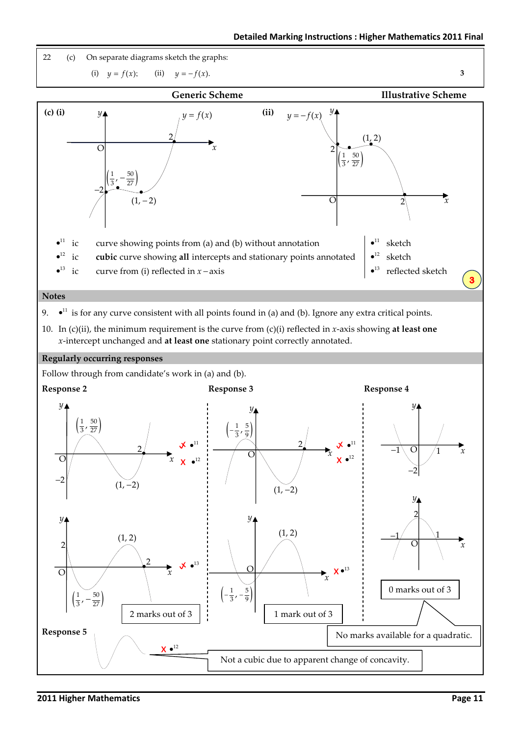| 22 | (c) | On separate diagrams sketch the graphs: | |
|---|---|---|---|
| | | (i) $y = f(x)$; (ii) $y = -f(x)$. | 3 |

**Generic Scheme** — **Illustrative Scheme**

**(c) (i)** $y = f(x)$ — points labelled: 2, $-2$, $\left(\frac{1}{3}, -\frac{50}{27}\right)$, $(1, -2)$, O

**(ii)** $y = -f(x)$ — points labelled: 2, $(1, 2)$, $\left(\frac{1}{3}, \frac{50}{27}\right)$, O, 2

| | | Generic Scheme | | Illustrative Scheme |
|---|---|---|---|---|
| $\bullet^{11}$ | ic | curve showing points from (a) and (b) without annotation | $\bullet^{11}$ | sketch |
| $\bullet^{12}$ | ic | **cubic** curve showing **all** intercepts and stationary points annotated | $\bullet^{12}$ | sketch |
| $\bullet^{13}$ | ic | curve from (i) reflected in $x$ – axis | $\bullet^{13}$ | reflected sketch |

**3**

**Notes**

9. $\bullet^{11}$ is for any curve consistent with all points found in (a) and (b). Ignore any extra critical points.

10. In (c)(ii), the minimum requirement is the curve from (c)(i) reflected in $x$-axis showing **at least one** $x$-intercept unchanged and **at least one** stationary point correctly annotated.

**Regularly occurring responses**

Follow through from candidate's work in (a) and (b).

**Response 2**

Graph 1: points labelled $\left(\frac{1}{3}, \frac{50}{27}\right)$, 2, O, $-2$, $(1, -2)$ — ✓ $\bullet^{11}$ ✗ $\bullet^{12}$

Graph 2: points labelled $(1, 2)$, 2, O, 2, $\left(\frac{1}{3}, -\frac{50}{27}\right)$ — ✓ $\bullet^{13}$

2 marks out of 3

**Response 3**

Graph 1: points labelled $\left(-\frac{1}{3}, \frac{5}{9}\right)$, 2, O, $(1, -2)$ — ✓ $\bullet^{11}$ ✗ $\bullet^{12}$

Graph 2: points labelled $(1, 2)$, O, $\left(-\frac{1}{3}, -\frac{5}{9}\right)$ — ✗ $\bullet^{13}$

1 mark out of 3

**Response 4**

Graph 1: points labelled $-1$, O, 1, $-2$

Graph 2: points labelled 2, $-1$, 1, O

0 marks out of 3

No marks available for a quadratic.

**Response 5**

✗ $\bullet^{12}$

Not a cubic due to apparent change of concavity.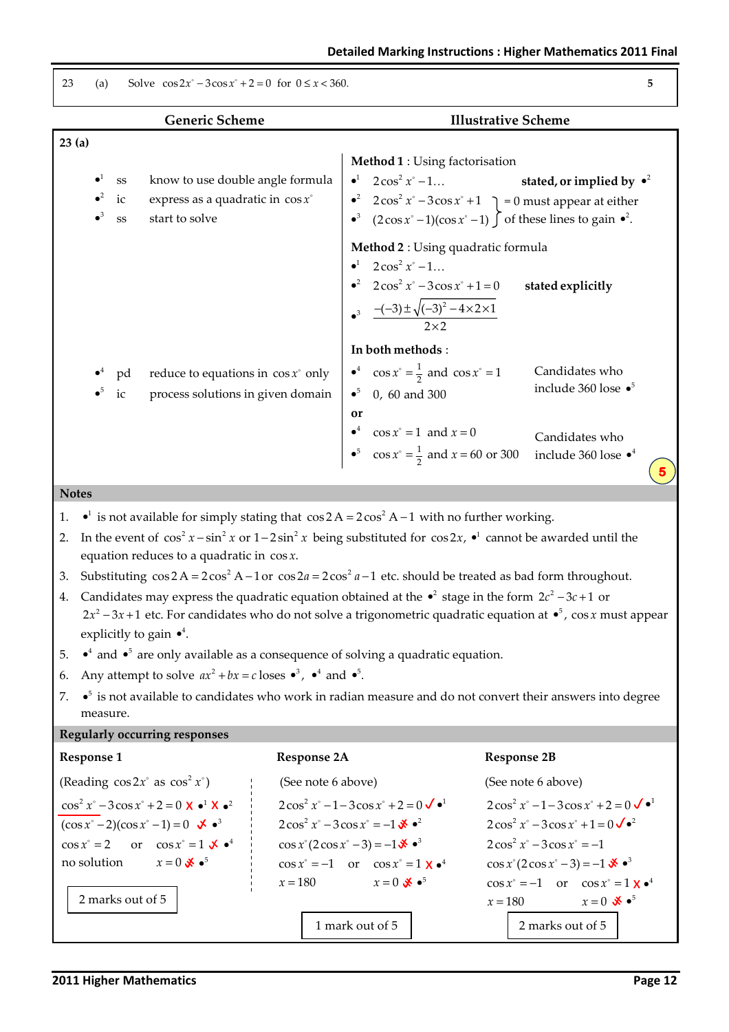| 23 | (a) | Solve $\cos 2x^\circ - 3\cos x^\circ + 2 = 0$ for $0 \le x < 360$. | 5 |
|---|---|---|---|

| Generic Scheme | Illustrative Scheme |
|---|---|

**23 (a)**

| | | Generic Scheme | | Illustrative Scheme | |
|---|---|---|---|---|---|
| | | | **Method 1** : Using factorisation | | |
| •1 | ss | know to use double angle formula | •1 | $2\cos^2 x^\circ - 1 \ldots$ | **stated, or implied by** •2 |
| •2 | ic | express as a quadratic in $\cos x^\circ$ | •2 | $2\cos^2 x^\circ - 3\cos x^\circ + 1$ | = 0 must appear at either of these lines to gain •2. |
| •3 | ss | start to solve | •3 | $(2\cos x^\circ - 1)(\cos x^\circ - 1)$ | |
| | | | **Method 2** : Using quadratic formula | | |
| | | | •1 | $2\cos^2 x^\circ - 1 \ldots$ | |
| | | | •2 | $2\cos^2 x^\circ - 3\cos x^\circ + 1 = 0$ | **stated explicitly** |
| | | | •3 | $\dfrac{-(-3) \pm \sqrt{(-3)^2 - 4\times 2\times 1}}{2\times 2}$ | |
| | | | **In both methods** : | | |
| •4 | pd | reduce to equations in $\cos x^\circ$ only | •4 | $\cos x^\circ = \frac{1}{2}$ and $\cos x^\circ = 1$ | Candidates who include 360 lose •5 |
| •5 | ic | process solutions in given domain | •5 | 0, 60 and 300 | |
| | | | **or** | | |
| | | | •4 | $\cos x^\circ = 1$ and $x = 0$ | Candidates who include 360 lose •4 |
| | | | •5 | $\cos x^\circ = \frac{1}{2}$ and $x = 60$ or $300$ | |

**5**

**Notes**

1. •1 is not available for simply stating that $\cos 2\text{A} = 2\cos^2 \text{A} - 1$ with no further working.
2. In the event of $\cos^2 x - \sin^2 x$ or $1 - 2\sin^2 x$ being substituted for $\cos 2x$, •1 cannot be awarded until the equation reduces to a quadratic in $\cos x$.
3. Substituting $\cos 2\text{A} = 2\cos^2 \text{A} - 1$ or $\cos 2a = 2\cos^2 a - 1$ etc. should be treated as bad form throughout.
4. Candidates may express the quadratic equation obtained at the •2 stage in the form $2c^2 - 3c + 1$ or $2x^2 - 3x + 1$ etc. For candidates who do not solve a trigonometric quadratic equation at •5, $\cos x$ must appear explicitly to gain •4.
5. •4 and •5 are only available as a consequence of solving a quadratic equation.
6. Any attempt to solve $ax^2 + bx = c$ loses •3, •4 and •5.
7. •5 is not available to candidates who work in radian measure and do not convert their answers into degree measure.

**Regularly occurring responses**

**Response 1**

(Reading $\cos 2x^\circ$ as $\cos^2 x^\circ$)

$\cos^2 x^\circ - 3\cos x^\circ + 2 = 0$ ✗ •1 ✗ •2

$(\cos x^\circ - 2)(\cos x^\circ - 1) = 0$ ✓ •3

$\cos x^\circ = 2$ or $\cos x^\circ = 1$ ✓ •4

no solution $x = 0$ ✓ •5

2 marks out of 5

**Response 2A**

(See note 6 above)

$2\cos^2 x^\circ - 1 - 3\cos x^\circ + 2 = 0$ ✓ •1

$2\cos^2 x^\circ - 3\cos x^\circ = -1$ ✗ •2

$\cos x^\circ(2\cos x^\circ - 3) = -1$ ✗ •3

$\cos x^\circ = -1$ or $\cos x^\circ = 1$ ✗ •4

$x = 180$ $x = 0$ ✗ •5

1 mark out of 5

**Response 2B**

(See note 6 above)

$2\cos^2 x^\circ - 1 - 3\cos x^\circ + 2 = 0$ ✓ •1

$2\cos^2 x^\circ - 3\cos x^\circ + 1 = 0$ ✓ •2

$2\cos^2 x^\circ - 3\cos x^\circ = -1$

$\cos x^\circ(2\cos x^\circ - 3) = -1$ ✗ •3

$\cos x^\circ = -1$ or $\cos x^\circ = 1$ ✗ •4

$x = 180$ $x = 0$ ✗ •5

2 marks out of 5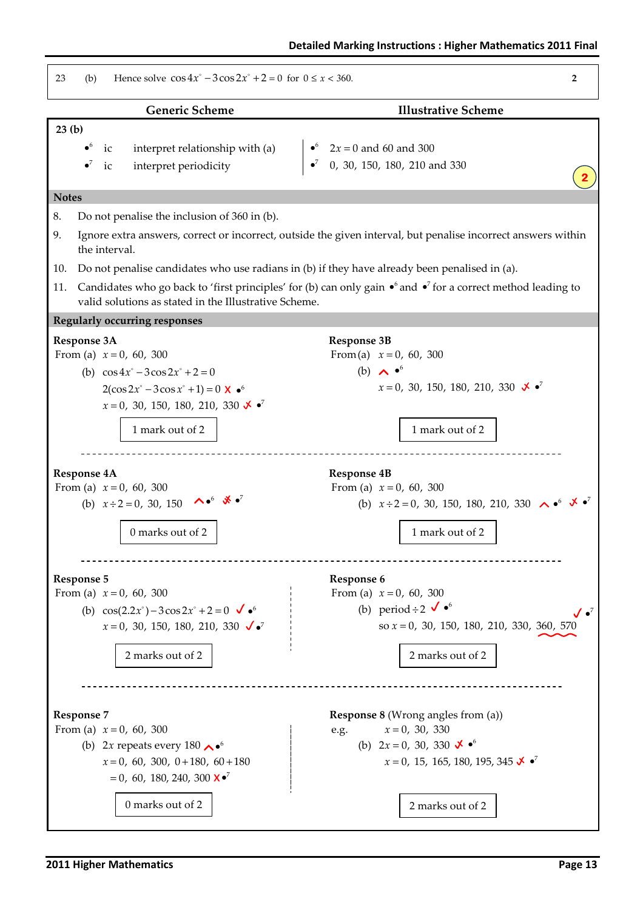| 23 | (b) | Hence solve $\cos 4x^\circ - 3\cos 2x^\circ + 2 = 0$ for $0 \le x < 360$. | 2 |
|---|---|---|---|

| Generic Scheme | Illustrative Scheme |
|---|---|
| **23 (b)** | |
| •6 ic interpret relationship with (a) | •6 $2x = 0$ and 60 and 300 |
| •7 ic interpret periodicity | •7 0, 30, 150, 180, 210 and 330 |

**Notes**

8. Do not penalise the inclusion of 360 in (b).
9. Ignore extra answers, correct or incorrect, outside the given interval, but penalise incorrect answers within the interval.
10. Do not penalise candidates who use radians in (b) if they have already been penalised in (a).
11. Candidates who go back to 'first principles' for (b) can only gain •6 and •7 for a correct method leading to valid solutions as stated in the Illustrative Scheme.

**Regularly occurring responses**

**Response 3A**

From (a) $x = 0,\ 60,\ 300$

(b) $\cos 4x^\circ - 3\cos 2x^\circ + 2 = 0$

$2(\cos 2x^\circ - 3\cos x^\circ + 1) = 0$ ✗ •6

$x = 0,\ 30,\ 150,\ 180,\ 210,\ 330$ ✓ •7

1 mark out of 2

**Response 3B**

From (a) $x = 0,\ 60,\ 300$

(b) ^ •6

$x = 0,\ 30,\ 150,\ 180,\ 210,\ 330$ ✓ •7

1 mark out of 2

**Response 4A**

From (a) $x = 0,\ 60,\ 300$

(b) $x \div 2 = 0,\ 30,\ 150$ ^ •6 ✗ •7

0 marks out of 2

**Response 4B**

From (a) $x = 0,\ 60,\ 300$

(b) $x \div 2 = 0,\ 30,\ 150,\ 180,\ 210,\ 330$ ^ •6 ✓ •7

1 mark out of 2

**Response 5**

From (a) $x = 0,\ 60,\ 300$

(b) $\cos(2.2x^\circ) - 3\cos 2x^\circ + 2 = 0$ ✓ •6

$x = 0,\ 30,\ 150,\ 180,\ 210,\ 330$ ✓ •7

2 marks out of 2

**Response 6**

From (a) $x = 0,\ 60,\ 300$

(b) period $\div 2$ ✓ •6

so $x = 0,\ 30,\ 150,\ 180,\ 210,\ 330,\ 360,\ 570$ ✓ •7

2 marks out of 2

**Response 7**

From (a) $x = 0,\ 60,\ 300$

(b) $2x$ repeats every 180 ^ •6

$x = 0,\ 60,\ 300,\ 0+180,\ 60+180$

$= 0,\ 60,\ 180,\ 240,\ 300$ ✗ •7

0 marks out of 2

**Response 8** (Wrong angles from (a))

e.g. $x = 0,\ 30,\ 330$

(b) $2x = 0,\ 30,\ 330$ ✓ •6

$x = 0,\ 15,\ 165,\ 180,\ 195,\ 345$ ✓ •7

2 marks out of 2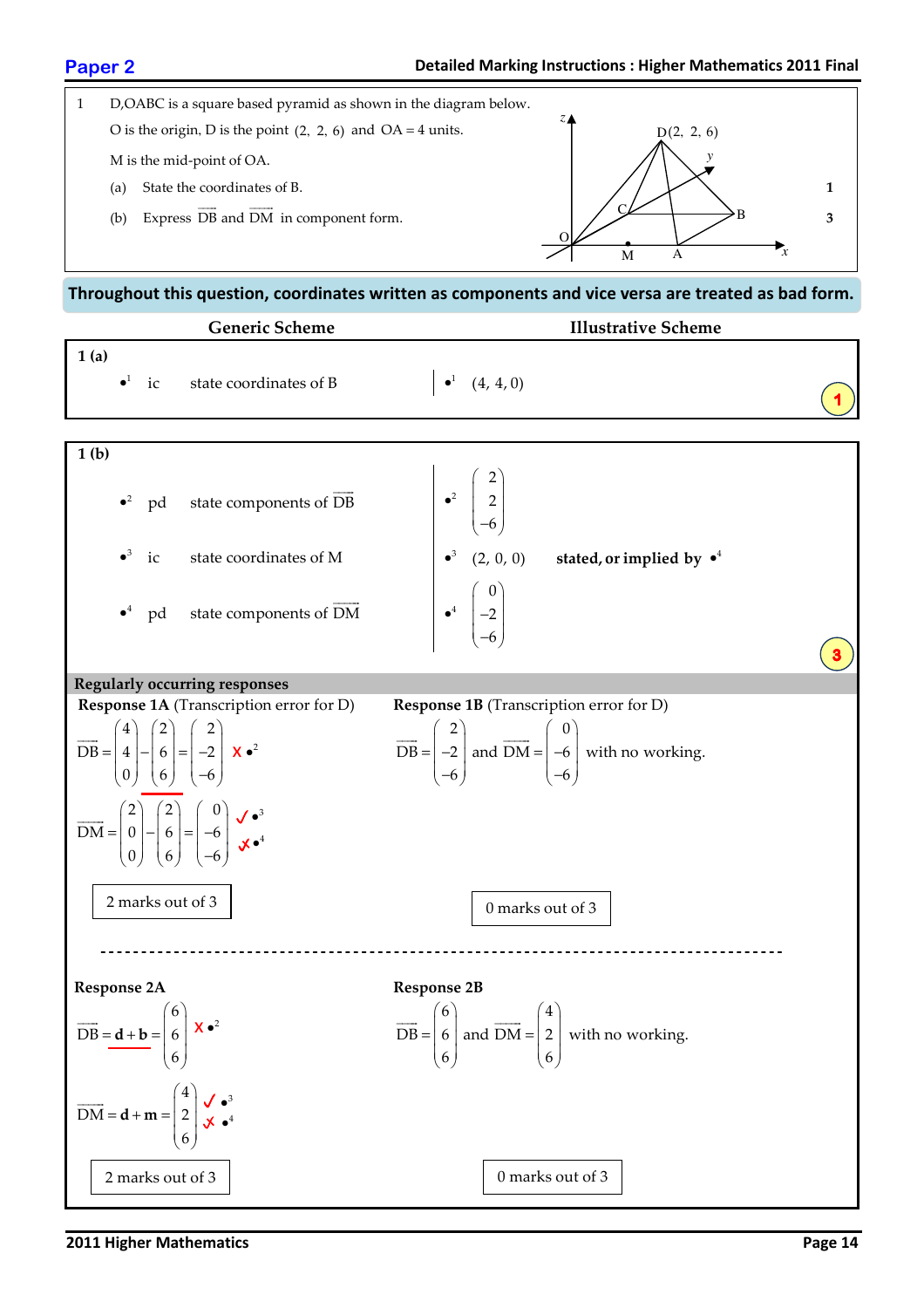## Paper 2

1 D,OABC is a square based pyramid as shown in the diagram below.

O is the origin, D is the point $(2, 2, 6)$ and $OA = 4$ units.

M is the mid-point of OA.

(a) State the coordinates of B. **1**

(b) Express $\overrightarrow{DB}$ and $\overrightarrow{DM}$ in component form. **3**

**Throughout this question, coordinates written as components and vice versa are treated as bad form.**

| | Generic Scheme | | Illustrative Scheme |
|---|---|---|---|
| **1 (a)** | | | |
| •1 | ic | state coordinates of B | •1 $(4, 4, 0)$ |
| | | | **1** |

| | Generic Scheme | | Illustrative Scheme |
|---|---|---|---|
| **1 (b)** | | | |
| •2 | pd | state components of $\overrightarrow{DB}$ | •2 $\begin{pmatrix} 2 \\ 2 \\ -6 \end{pmatrix}$ |
| •3 | ic | state coordinates of M | •3 $(2, 0, 0)$ **stated, or implied by •4** |
| •4 | pd | state components of $\overrightarrow{DM}$ | •4 $\begin{pmatrix} 0 \\ -2 \\ -6 \end{pmatrix}$ |
| | | | **3** |

**Regularly occurring responses**

**Response 1A** (Transcription error for D)

$$\overrightarrow{DB} = \begin{pmatrix} 4 \\ 4 \\ 0 \end{pmatrix} - \begin{pmatrix} 2 \\ 6 \\ 6 \end{pmatrix} = \begin{pmatrix} 2 \\ -2 \\ -6 \end{pmatrix} \quad ✗ •^2$$

$$\overrightarrow{DM} = \begin{pmatrix} 2 \\ 0 \\ 0 \end{pmatrix} - \begin{pmatrix} 2 \\ 6 \\ 6 \end{pmatrix} = \begin{pmatrix} 0 \\ -6 \\ -6 \end{pmatrix} \quad ✓ •^3 \quad ✓ •^4$$

2 marks out of 3

**Response 1B** (Transcription error for D)

$\overrightarrow{DB} = \begin{pmatrix} 2 \\ -2 \\ -6 \end{pmatrix}$ and $\overrightarrow{DM} = \begin{pmatrix} 0 \\ -6 \\ -6 \end{pmatrix}$ with no working.

0 marks out of 3

---

**Response 2A**

$$\overrightarrow{DB} = \mathbf{d} + \mathbf{b} = \begin{pmatrix} 6 \\ 6 \\ 6 \end{pmatrix} \quad ✗ •^2$$

$$\overrightarrow{DM} = \mathbf{d} + \mathbf{m} = \begin{pmatrix} 4 \\ 2 \\ 6 \end{pmatrix} \quad ✓ •^3 \quad ✓ •^4$$

2 marks out of 3

**Response 2B**

$\overrightarrow{DB} = \begin{pmatrix} 6 \\ 6 \\ 6 \end{pmatrix}$ and $\overrightarrow{DM} = \begin{pmatrix} 4 \\ 2 \\ 6 \end{pmatrix}$ with no working.

0 marks out of 3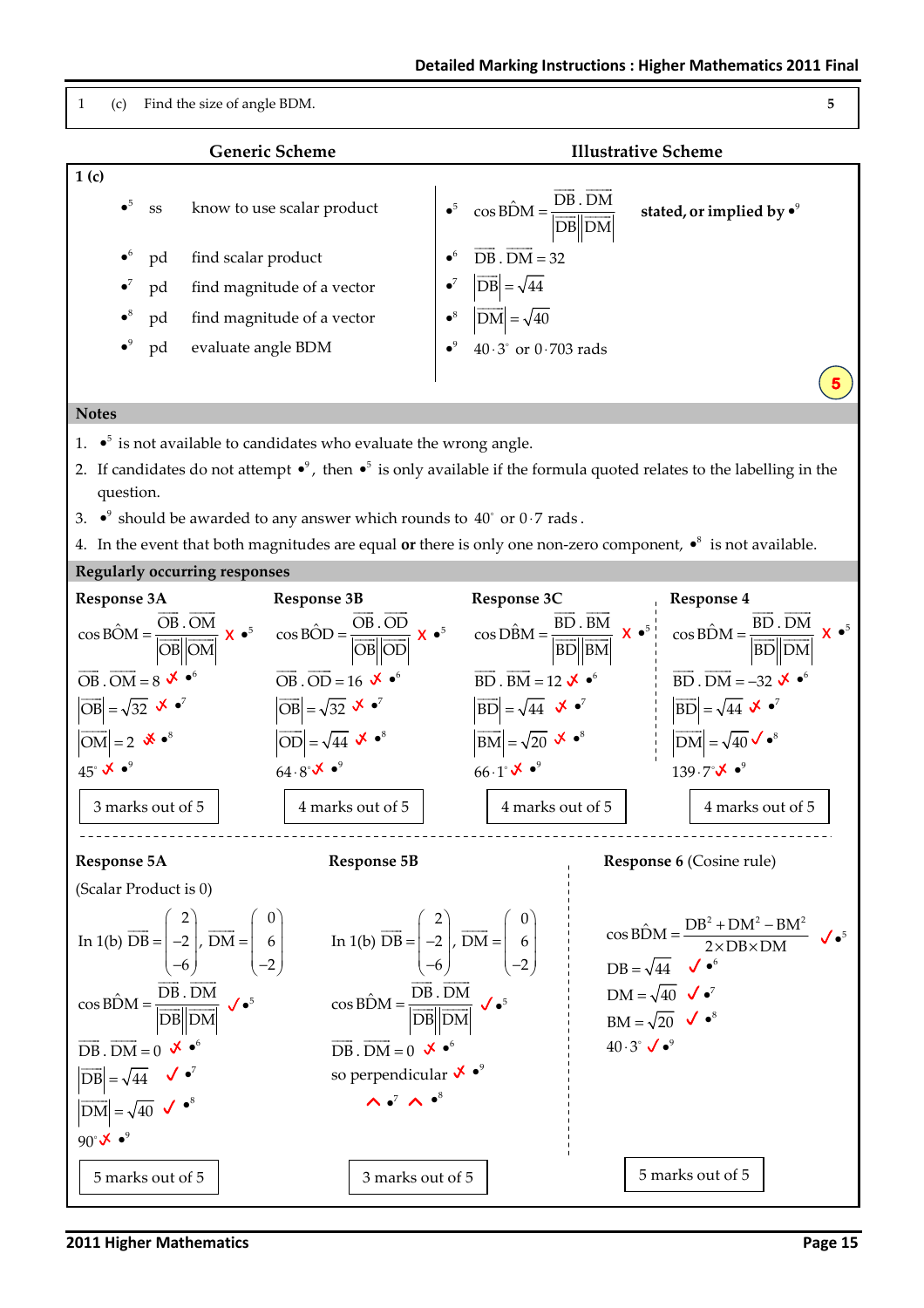| 1 | (c) | Find the size of angle BDM. | 5 |
|---|---|---|---|

| Generic Scheme | | | Illustrative Scheme | |
|---|---|---|---|---|
| **1 (c)** | | | | |
| •5 | ss | know to use scalar product | •5 $\cos B\hat{D}M = \dfrac{\overrightarrow{DB}.\overrightarrow{DM}}{\lvert\overrightarrow{DB}\rvert\lvert\overrightarrow{DM}\rvert}$ | **stated, or implied by •9** |
| •6 | pd | find scalar product | •6 $\overrightarrow{DB}.\overrightarrow{DM} = 32$ | |
| •7 | pd | find magnitude of a vector | •7 $\lvert\overrightarrow{DB}\rvert = \sqrt{44}$ | |
| •8 | pd | find magnitude of a vector | •8 $\lvert\overrightarrow{DM}\rvert = \sqrt{40}$ | |
| •9 | pd | evaluate angle BDM | •9 $40 \cdot 3^\circ$ or $0 \cdot 703$ rads | |
| | | | | 5 |

**Notes**

1. •5 is not available to candidates who evaluate the wrong angle.
2. If candidates do not attempt •9, then •5 is only available if the formula quoted relates to the labelling in the question.
3. •9 should be awarded to any answer which rounds to $40^\circ$ or $0 \cdot 7$ rads.
4. In the event that both magnitudes are equal **or** there is only one non-zero component, •8 is not available.

**Regularly occurring responses**

**Response 3A**

$\cos B\hat{O}M = \dfrac{\overrightarrow{OB}.\overrightarrow{OM}}{\lvert\overrightarrow{OB}\rvert\lvert\overrightarrow{OM}\rvert}$ ✗ •5

$\overrightarrow{OB}.\overrightarrow{OM} = 8$ ✓̸ •6

$\lvert\overrightarrow{OB}\rvert = \sqrt{32}$ ✓̸ •7

$\lvert\overrightarrow{OM}\rvert = 2$ ✓̸ •8

$45^\circ$ ✓̸ •9

3 marks out of 5

**Response 3B**

$\cos B\hat{O}D = \dfrac{\overrightarrow{OB}.\overrightarrow{OD}}{\lvert\overrightarrow{OB}\rvert\lvert\overrightarrow{OD}\rvert}$ ✗ •5

$\overrightarrow{OB}.\overrightarrow{OD} = 16$ ✓̸ •6

$\lvert\overrightarrow{OB}\rvert = \sqrt{32}$ ✓̸ •7

$\lvert\overrightarrow{OD}\rvert = \sqrt{44}$ ✓̸ •8

$64 \cdot 8^\circ$ ✓̸ •9

4 marks out of 5

**Response 3C**

$\cos D\hat{B}M = \dfrac{\overrightarrow{BD}.\overrightarrow{BM}}{\lvert\overrightarrow{BD}\rvert\lvert\overrightarrow{BM}\rvert}$ ✗ •5

$\overrightarrow{BD}.\overrightarrow{BM} = 12$ ✓̸ •6

$\lvert\overrightarrow{BD}\rvert = \sqrt{44}$ ✓̸ •7

$\lvert\overrightarrow{BM}\rvert = \sqrt{20}$ ✓̸ •8

$66 \cdot 1^\circ$ ✓̸ •9

4 marks out of 5

**Response 4**

$\cos B\hat{D}M = \dfrac{\overrightarrow{BD}.\overrightarrow{DM}}{\lvert\overrightarrow{BD}\rvert\lvert\overrightarrow{DM}\rvert}$ ✗ •5

$\overrightarrow{BD}.\overrightarrow{DM} = -32$ ✓̸ •6

$\lvert\overrightarrow{BD}\rvert = \sqrt{44}$ ✓̸ •7

$\lvert\overrightarrow{DM}\rvert = \sqrt{40}$ ✓ •8

$139 \cdot 7^\circ$ ✓̸ •9

4 marks out of 5

**Response 5A**

(Scalar Product is 0)

In 1(b) $\overrightarrow{DB} = \begin{pmatrix} 2 \\ -2 \\ -6 \end{pmatrix}$, $\overrightarrow{DM} = \begin{pmatrix} 0 \\ 6 \\ -2 \end{pmatrix}$

$\cos B\hat{D}M = \dfrac{\overrightarrow{DB}.\overrightarrow{DM}}{\lvert\overrightarrow{DB}\rvert\lvert\overrightarrow{DM}\rvert}$ ✓ •5

$\overrightarrow{DB}.\overrightarrow{DM} = 0$ ✓̸ •6

$\lvert\overrightarrow{DB}\rvert = \sqrt{44}$ ✓ •7

$\lvert\overrightarrow{DM}\rvert = \sqrt{40}$ ✓ •8

$90^\circ$ ✓̸ •9

5 marks out of 5

**Response 5B**

In 1(b) $\overrightarrow{DB} = \begin{pmatrix} 2 \\ -2 \\ -6 \end{pmatrix}$, $\overrightarrow{DM} = \begin{pmatrix} 0 \\ 6 \\ -2 \end{pmatrix}$

$\cos B\hat{D}M = \dfrac{\overrightarrow{DB}.\overrightarrow{DM}}{\lvert\overrightarrow{DB}\rvert\lvert\overrightarrow{DM}\rvert}$ ✓ •5

$\overrightarrow{DB}.\overrightarrow{DM} = 0$ ✓̸ •6

so perpendicular ✓̸ •9

^ •7 ^ •8

3 marks out of 5

**Response 6** (Cosine rule)

$\cos B\hat{D}M = \dfrac{DB^2 + DM^2 - BM^2}{2 \times DB \times DM}$ ✓ •5

$DB = \sqrt{44}$ ✓ •6

$DM = \sqrt{40}$ ✓ •7

$BM = \sqrt{20}$ ✓ •8

$40 \cdot 3^\circ$ ✓ •9

5 marks out of 5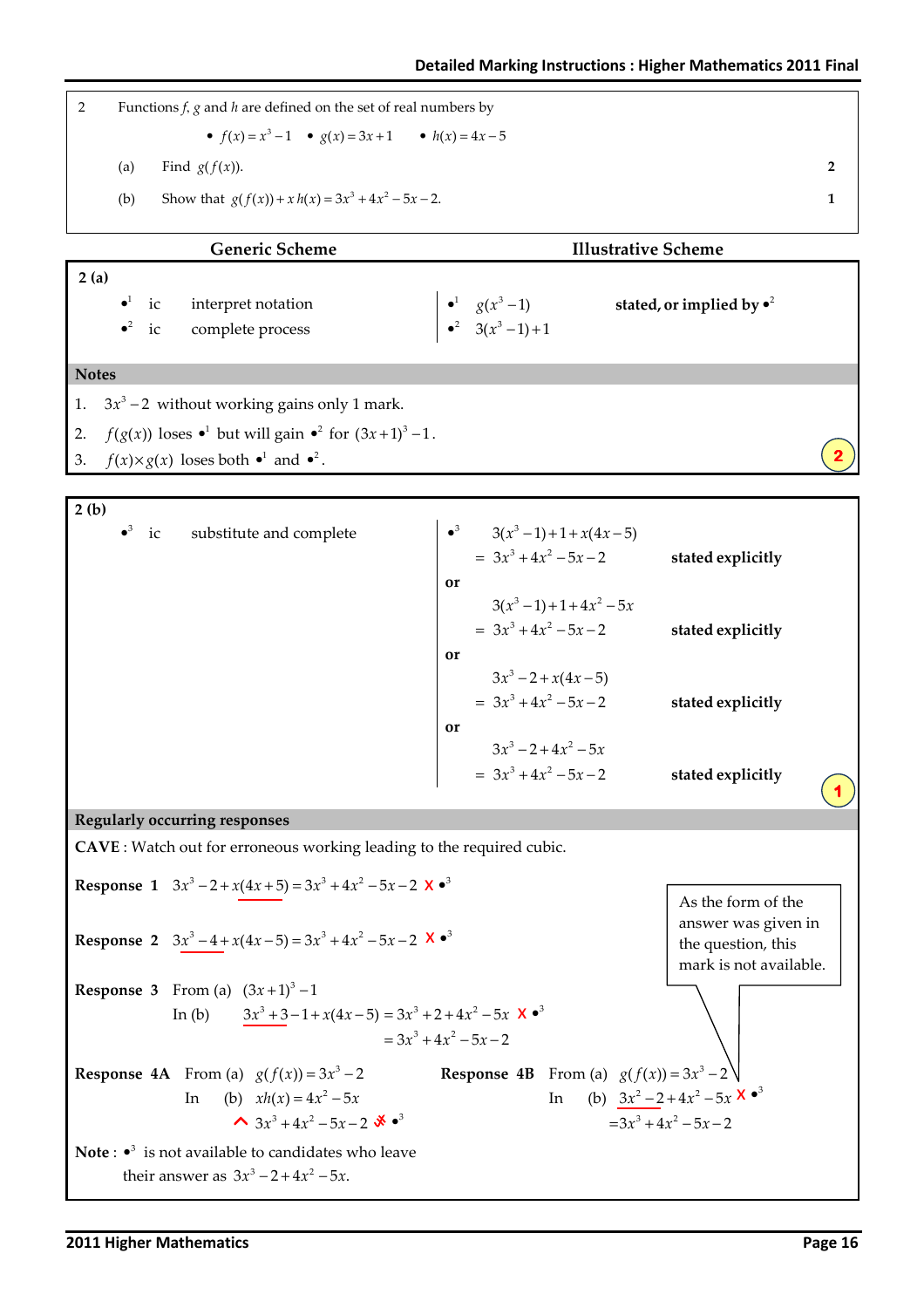| 2 | Functions $f$, $g$ and $h$ are defined on the set of real numbers by | |
|---|---|---|
| | • $f(x) = x^3 - 1$ • $g(x) = 3x + 1$ • $h(x) = 4x - 5$ | |
| | (a) Find $g(f(x))$. | 2 |
| | (b) Show that $g(f(x)) + x\,h(x) = 3x^3 + 4x^2 - 5x - 2$. | 1 |

| Generic Scheme | | | Illustrative Scheme | |
|---|---|---|---|---|
| **2 (a)** | | | | |
| •[1] | ic | interpret notation | •[1] $g(x^3 - 1)$ | **stated, or implied by •[2]** |
| •[2] | ic | complete process | •[2] $3(x^3 - 1) + 1$ | |

**Notes**

1. $3x^3 - 2$ without working gains only 1 mark.
2. $f(g(x))$ loses •[1] but will gain •[2] for $(3x+1)^3 - 1$.
3. $f(x) \times g(x)$ loses both •[1] and •[2].

**2**

| Generic Scheme | | | Illustrative Scheme | |
|---|---|---|---|---|
| **2 (b)** | | | | |
| •[3] | ic | substitute and complete | •[3] $3(x^3-1)+1+x(4x-5)$ $= 3x^3 + 4x^2 - 5x - 2$ | **stated explicitly** |
| | | | **or** $3(x^3-1)+1+4x^2-5x$ $= 3x^3 + 4x^2 - 5x - 2$ | **stated explicitly** |
| | | | **or** $3x^3 - 2 + x(4x-5)$ $= 3x^3 + 4x^2 - 5x - 2$ | **stated explicitly** |
| | | | **or** $3x^3 - 2 + 4x^2 - 5x$ $= 3x^3 + 4x^2 - 5x - 2$ | **stated explicitly** |

**1**

**Regularly occurring responses**

**CAVE** : Watch out for erroneous working leading to the required cubic.

**Response 1** $3x^3 - 2 + x(4x+5) = 3x^3 + 4x^2 - 5x - 2$ ✗ •[3]

**Response 2** $3x^3 - 4 + x(4x-5) = 3x^3 + 4x^2 - 5x - 2$ ✗ •[3]

**Response 3** From (a) $(3x+1)^3 - 1$

In (b) $3x^3 + 3 - 1 + x(4x-5) = 3x^3 + 2 + 4x^2 - 5x$ ✗ •[3]

$= 3x^3 + 4x^2 - 5x - 2$

**Response 4A** From (a) $g(f(x)) = 3x^3 - 2$

In (b) $xh(x) = 4x^2 - 5x$

^ $3x^3 + 4x^2 - 5x - 2$ ✗ •[3]

**Response 4B** From (a) $g(f(x)) = 3x^3 - 2$

In (b) $3x^2 - 2 + 4x^2 - 5x$ ✗ •[3]

$= 3x^3 + 4x^2 - 5x - 2$

As the form of the answer was given in the question, this mark is not available.

**Note** : •[3] is not available to candidates who leave their answer as $3x^3 - 2 + 4x^2 - 5x$.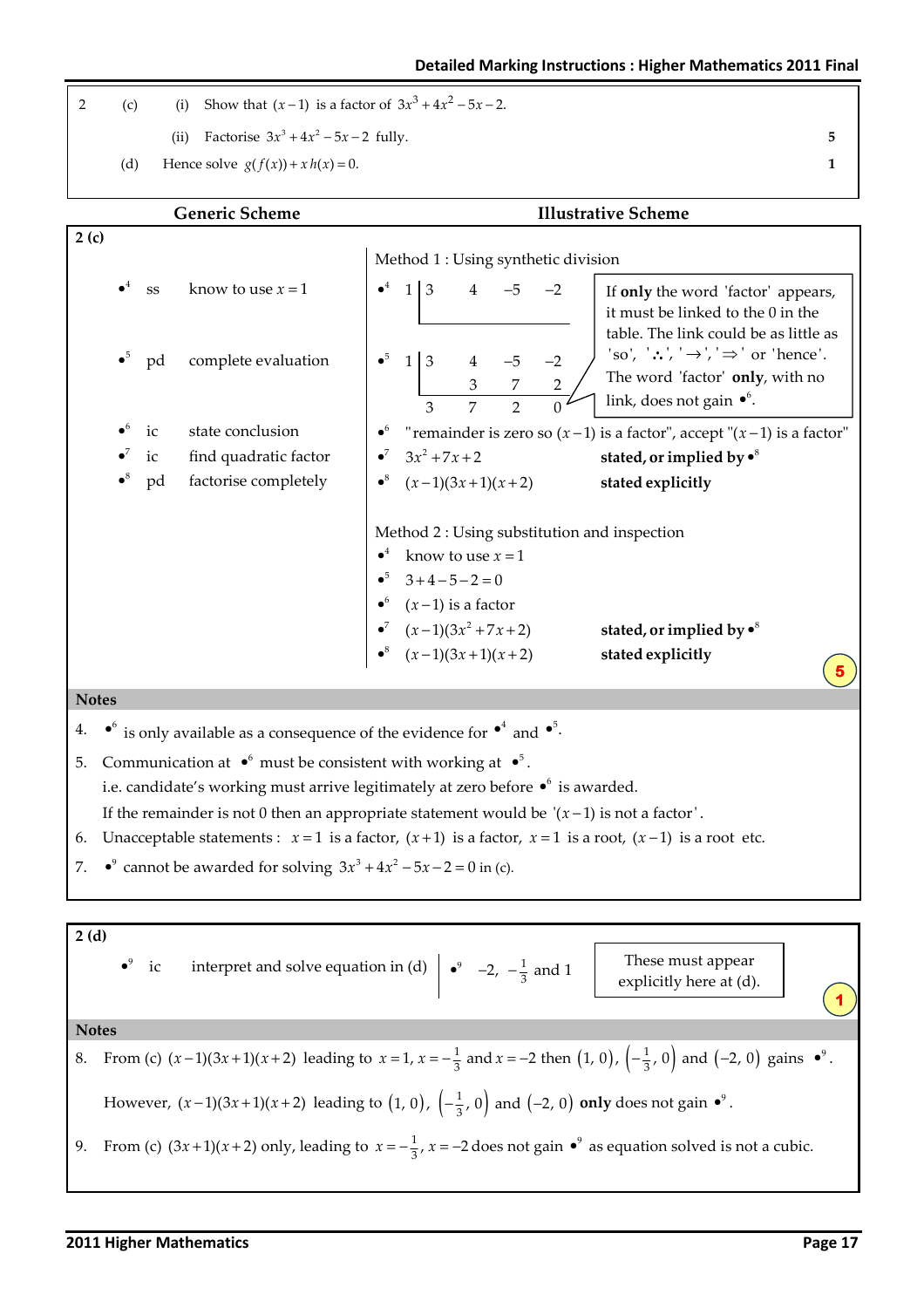| | | | |
|---|---|---|---|
| 2 | (c) | (i) Show that $(x-1)$ is a factor of $3x^3+4x^2-5x-2$. | |
| | | (ii) Factorise $3x^3+4x^2-5x-2$ fully. | **5** |
| | (d) | Hence solve $g(f(x))+x\,h(x)=0$. | **1** |

| Generic Scheme | Illustrative Scheme |
|---|---|
| **2 (c)** | |
| | Method 1 : Using synthetic division |
| $\bullet^4$ ss know to use $x=1$ | $\bullet^4$ $1 \mid 3 \quad 4 \quad -5 \quad -2$ |
| $\bullet^5$ pd complete evaluation | $\bullet^5$ $1 \mid 3 \quad 4 \quad -5 \quad -2$; $\quad 3 \quad 7 \quad 2$; $3 \quad 7 \quad 2 \quad 0$ |
| | If **only** the word 'factor' appears, it must be linked to the 0 in the table. The link could be as little as 'so', '∴', '→', '⇒' or 'hence'. The word 'factor' **only**, with no link, does not gain $\bullet^6$. |
| $\bullet^6$ ic state conclusion | $\bullet^6$ "remainder is zero so $(x-1)$ is a factor", accept "$(x-1)$ is a factor" |
| $\bullet^7$ ic find quadratic factor | $\bullet^7$ $3x^2+7x+2$ **stated, or implied by** $\bullet^8$ |
| $\bullet^8$ pd factorise completely | $\bullet^8$ $(x-1)(3x+1)(x+2)$ **stated explicitly** |
| | Method 2 : Using substitution and inspection |
| | $\bullet^4$ know to use $x=1$ |
| | $\bullet^5$ $3+4-5-2=0$ |
| | $\bullet^6$ $(x-1)$ is a factor |
| | $\bullet^7$ $(x-1)(3x^2+7x+2)$ **stated, or implied by** $\bullet^8$ |
| | $\bullet^8$ $(x-1)(3x+1)(x+2)$ **stated explicitly** |
| | **5** |

**Notes**

4. $\bullet^6$ is only available as a consequence of the evidence for $\bullet^4$ and $\bullet^5$.
5. Communication at $\bullet^6$ must be consistent with working at $\bullet^5$.
   i.e. candidate's working must arrive legitimately at zero before $\bullet^6$ is awarded.
   If the remainder is not 0 then an appropriate statement would be '$(x-1)$ is not a factor'.
6. Unacceptable statements : $x=1$ is a factor, $(x+1)$ is a factor, $x=1$ is a root, $(x-1)$ is a root etc.
7. $\bullet^9$ cannot be awarded for solving $3x^3+4x^2-5x-2=0$ in (c).

| | |
|---|---|
| **2 (d)** | |
| $\bullet^9$ ic interpret and solve equation in (d) | $\bullet^9$ $-2$, $-\frac{1}{3}$ and 1 — These must appear explicitly here at (d). |
| | **1** |

**Notes**

8. From (c) $(x-1)(3x+1)(x+2)$ leading to $x=1$, $x=-\frac{1}{3}$ and $x=-2$ then $(1, 0)$, $\left(-\frac{1}{3}, 0\right)$ and $(-2, 0)$ gains $\bullet^9$.

   However, $(x-1)(3x+1)(x+2)$ leading to $(1, 0)$, $\left(-\frac{1}{3}, 0\right)$ and $(-2, 0)$ **only** does not gain $\bullet^9$.

9. From (c) $(3x+1)(x+2)$ only, leading to $x=-\frac{1}{3}$, $x=-2$ does not gain $\bullet^9$ as equation solved is not a cubic.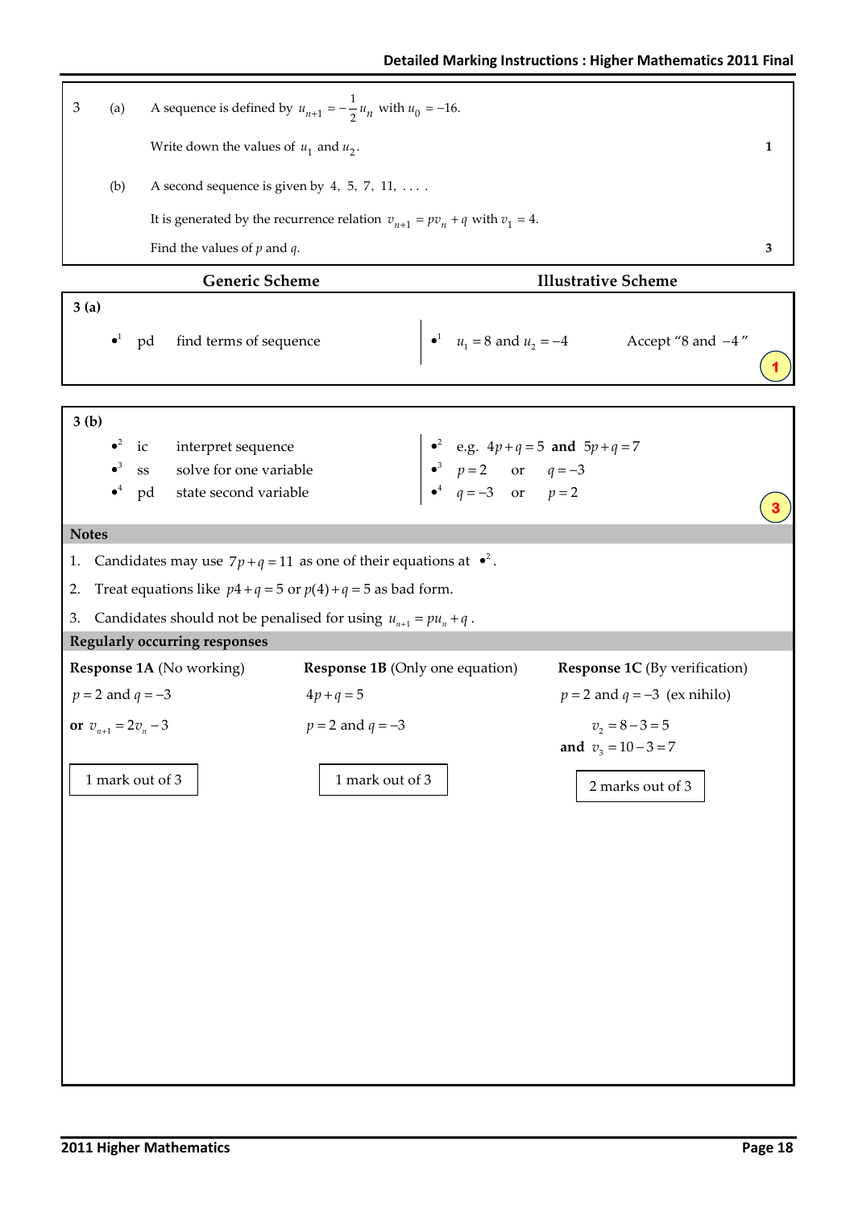| | | | |
|---|---|---|---|
| 3 | (a) | A sequence is defined by $u_{n+1} = -\frac{1}{2}u_n$ with $u_0 = -16$. | |
| | | Write down the values of $u_1$ and $u_2$. | 1 |
| | (b) | A second sequence is given by 4, 5, 7, 11, . . . . | |
| | | It is generated by the recurrence relation $v_{n+1} = pv_n + q$ with $v_1 = 4$. | |
| | | Find the values of $p$ and $q$. | 3 |

| Generic Scheme | | | Illustrative Scheme | |
|---|---|---|---|---|
| **3 (a)** | | | | |
| •1 | pd | find terms of sequence | •1 $u_1 = 8$ and $u_2 = -4$ | Accept "8 and −4" |
| | | | | **1** |

| Generic Scheme | | | Illustrative Scheme |
|---|---|---|---|
| **3 (b)** | | | |
| •2 | ic | interpret sequence | •2 e.g. $4p + q = 5$ **and** $5p + q = 7$ |
| •3 | ss | solve for one variable | •3 $p = 2$ or $q = -3$ |
| •4 | pd | state second variable | •4 $q = -3$ or $p = 2$ |
| | | | **3** |

**Notes**

1. Candidates may use $7p + q = 11$ as one of their equations at •2.
2. Treat equations like $p4 + q = 5$ or $p(4) + q = 5$ as bad form.
3. Candidates should not be penalised for using $u_{n+1} = pu_n + q$.

**Regularly occurring responses**

| **Response 1A** (No working) | **Response 1B** (Only one equation) | **Response 1C** (By verification) |
|---|---|---|
| $p = 2$ and $q = -3$ | $4p + q = 5$ | $p = 2$ and $q = -3$ (ex nihilo) |
| **or** $v_{n+1} = 2v_n - 3$ | $p = 2$ and $q = -3$ | $v_2 = 8 - 3 = 5$ |
| | | **and** $v_3 = 10 - 3 = 7$ |
| 1 mark out of 3 | 1 mark out of 3 | 2 marks out of 3 |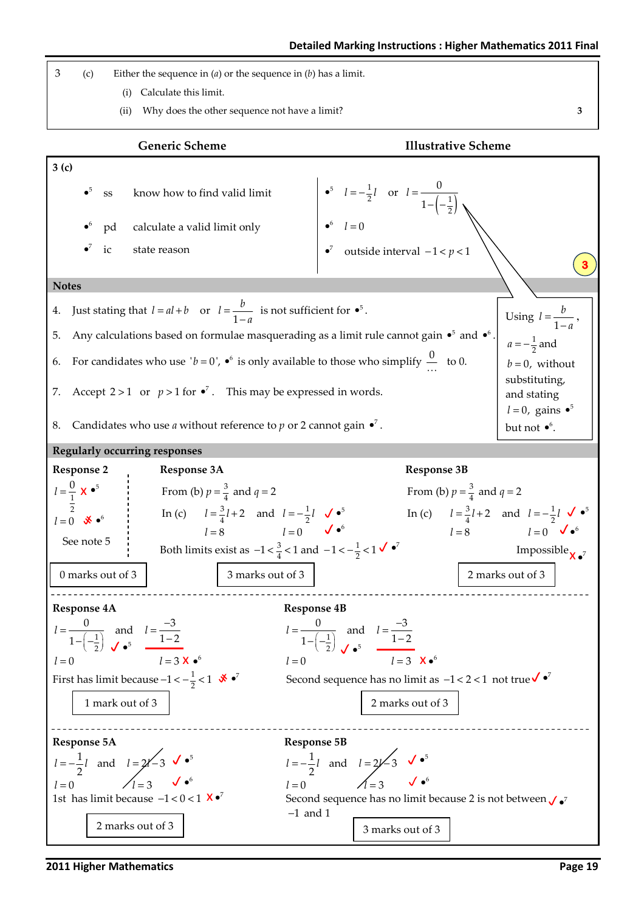| 3 | (c) | Either the sequence in (*a*) or the sequence in (*b*) has a limit. | |
|---|---|---|---|
| | | (i) Calculate this limit. | |
| | | (ii) Why does the other sequence not have a limit? | 3 |

| Generic Scheme | | | Illustrative Scheme |
|---|---|---|---|
| **3 (c)** | | | |
| $\bullet^5$ | ss | know how to find valid limit | $\bullet^5$ $l = -\frac{1}{2}l$ or $l = \frac{0}{1-\left(-\frac{1}{2}\right)}$ |
| $\bullet^6$ | pd | calculate a valid limit only | $\bullet^6$ $l = 0$ |
| $\bullet^7$ | ic | state reason | $\bullet^7$ outside interval $-1 < p < 1$ |

**3**

**Notes**

4. Just stating that $l = al + b$ or $l = \frac{b}{1-a}$ is not sufficient for $\bullet^5$.
5. Any calculations based on formulae masquerading as a limit rule cannot gain $\bullet^5$ and $\bullet^6$.
6. For candidates who use '$b = 0$', $\bullet^6$ is only available to those who simplify $\frac{0}{\ldots}$ to 0.
7. Accept $2 > 1$ or $p > 1$ for $\bullet^7$. This may be expressed in words.
8. Candidates who use *a* without reference to *p* or 2 cannot gain $\bullet^7$.

Using $l = \frac{b}{1-a}$, $a = -\frac{1}{2}$ and $b = 0$, without substituting, and stating $l = 0$, gains $\bullet^5$ but not $\bullet^6$.

**Regularly occurring responses**

**Response 2**

$l = \frac{0}{\frac{1}{2}}$ ✗ $\bullet^5$

$l = 0$ ✗ $\bullet^6$

See note 5

0 marks out of 3

**Response 3A**

From (b) $p = \frac{3}{4}$ and $q = 2$

In (c) $l = \frac{3}{4}l + 2$ and $l = -\frac{1}{2}l$ ✓ $\bullet^5$

$l = 8$ $\qquad l = 0$ ✓ $\bullet^6$

Both limits exist as $-1 < \frac{3}{4} < 1$ and $-1 < -\frac{1}{2} < 1$ ✓ $\bullet^7$

3 marks out of 3

**Response 3B**

From (b) $p = \frac{3}{4}$ and $q = 2$

In (c) $l = \frac{3}{4}l + 2$ and $l = -\frac{1}{2}l$ ✓ $\bullet^5$

$l = 8$ $\qquad l = 0$ ✓ $\bullet^6$

Impossible ✗ $\bullet^7$

2 marks out of 3

**Response 4A**

$l = \frac{0}{1-\left(-\frac{1}{2}\right)}$ and $l = \frac{-3}{1-2}$ ✓ $\bullet^5$

$l = 0$ $\qquad l = 3$ ✗ $\bullet^6$

First has limit because $-1 < -\frac{1}{2} < 1$ ✗ $\bullet^7$

1 mark out of 3

**Response 4B**

$l = \frac{0}{1-\left(-\frac{1}{2}\right)}$ and $l = \frac{-3}{1-2}$ ✓ $\bullet^5$

$l = 0$ $\qquad l = 3$ ✗ $\bullet^6$

Second sequence has no limit as $-1 < 2 < 1$ not true ✓ $\bullet^7$

2 marks out of 3

**Response 5A**

$l = -\frac{1}{2}l$ and ~~$l = 2l - 3$~~ ✓ $\bullet^5$

$l = 0$ $\qquad$ ~~$l = 3$~~ ✓ $\bullet^6$

1st has limit because $-1 < 0 < 1$ ✗ $\bullet^7$

2 marks out of 3

**Response 5B**

$l = -\frac{1}{2}l$ and ~~$l = 2l - 3$~~ ✓ $\bullet^5$

$l = 0$ $\qquad$ ~~$l = 3$~~ ✓ $\bullet^6$

Second sequence has no limit because 2 is not between $-1$ and 1 ✓ $\bullet^7$

3 marks out of 3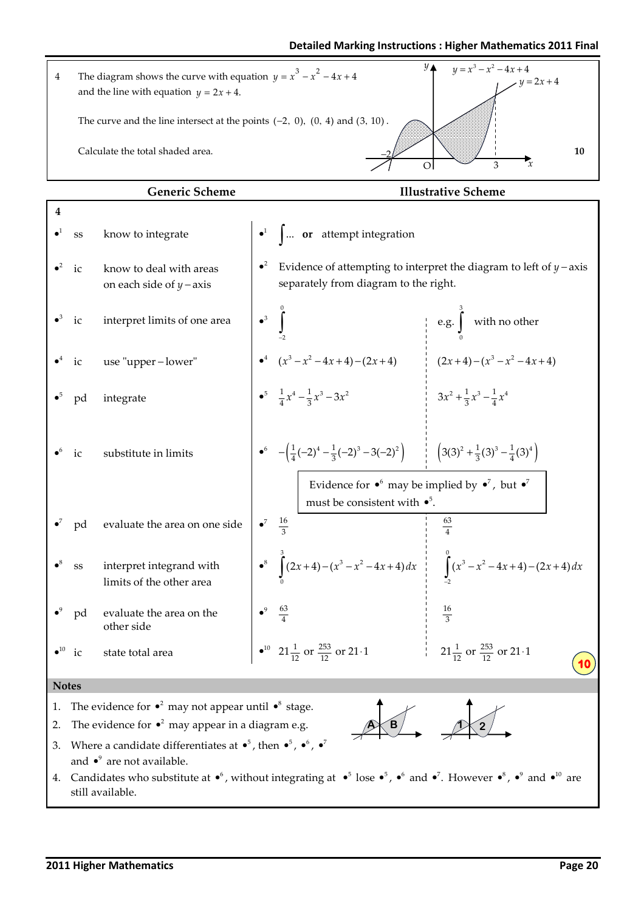| | | |
|---|---|---|
| 4 | The diagram shows the curve with equation $y = x^3 - x^2 - 4x + 4$ and the line with equation $y = 2x + 4$. <br><br> The curve and the line intersect at the points $(-2,\ 0)$, $(0,\ 4)$ and $(3,\ 10)$. <br><br> Calculate the total shaded area. | 10 |

| | | | Generic Scheme | Illustrative Scheme | |
|---|---|---|---|---|---|
| **4** | | | | | |
| •1 | ss | know to integrate | •1 $\int \ldots$ **or** attempt integration | | |
| •2 | ic | know to deal with areas on each side of $y$ – axis | •2 Evidence of attempting to interpret the diagram to left of $y$ – axis separately from diagram to the right. | | |
| •3 | ic | interpret limits of one area | •3 $\int_{-2}^{0}$ | e.g. $\int_{0}^{3}$ with no other | |
| •4 | ic | use "upper – lower" | •4 $(x^3 - x^2 - 4x + 4) - (2x + 4)$ | $(2x + 4) - (x^3 - x^2 - 4x + 4)$ | |
| •5 | pd | integrate | •5 $\frac{1}{4}x^4 - \frac{1}{3}x^3 - 3x^2$ | $3x^2 + \frac{1}{3}x^3 - \frac{1}{4}x^4$ | |
| •6 | ic | substitute in limits | •6 $-\left(\frac{1}{4}(-2)^4 - \frac{1}{3}(-2)^3 - 3(-2)^2\right)$ | $\left(3(3)^2 + \frac{1}{3}(3)^3 - \frac{1}{4}(3)^4\right)$ | |
| | | | Evidence for •6 may be implied by •7, but •7 must be consistent with •5. | | |
| •7 | pd | evaluate the area on one side | •7 $\frac{16}{3}$ | $\frac{63}{4}$ | |
| •8 | ss | interpret integrand with limits of the other area | •8 $\int_{0}^{3} (2x + 4) - (x^3 - x^2 - 4x + 4)\,dx$ | $\int_{-2}^{0} (x^3 - x^2 - 4x + 4) - (2x + 4)\,dx$ | |
| •9 | pd | evaluate the area on the other side | •9 $\frac{63}{4}$ | $\frac{16}{3}$ | |
| •10 | ic | state total area | •10 $21\frac{1}{12}$ or $\frac{253}{12}$ or $21 \cdot 1$ | $21\frac{1}{12}$ or $\frac{253}{12}$ or $21 \cdot 1$ | **10** |

**Notes**

1. The evidence for •2 may not appear until •8 stage.
2. The evidence for •2 may appear in a diagram e.g.
3. Where a candidate differentiates at •5, then •5, •6, •7 and •9 are not available.
4. Candidates who substitute at •6, without integrating at •5 lose •5, •6 and •7. However •8, •9 and •10 are still available.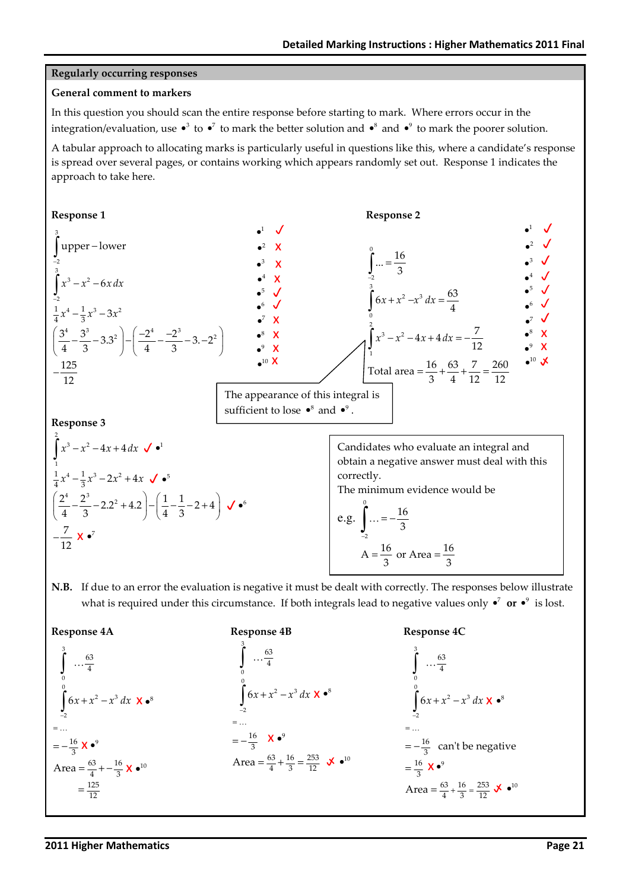## Regularly occurring responses

**General comment to markers**

In this question you should scan the entire response before starting to mark. Where errors occur in the integration/evaluation, use $\bullet^3$ to $\bullet^7$ to mark the better solution and $\bullet^8$ and $\bullet^9$ to mark the poorer solution.

A tabular approach to allocating marks is particularly useful in questions like this, where a candidate's response is spread over several pages, or contains working which appears randomly set out. Response 1 indicates the approach to take here.

**Response 1**

$$\int_{-2}^{3} \text{upper} - \text{lower}$$

$$\int_{-2}^{3} x^3 - x^2 - 6x\,dx$$

$$\frac{1}{4}x^4 - \frac{1}{3}x^3 - 3x^2$$

$$\left(\frac{3^4}{4} - \frac{3^3}{3} - 3.3^2\right) - \left(\frac{-2^4}{4} - \frac{-2^3}{3} - 3.-2^2\right)$$

$$-\frac{125}{12}$$

$\bullet^1$ ✓
$\bullet^2$ ✗
$\bullet^3$ ✗
$\bullet^4$ ✗
$\bullet^5$ ✓
$\bullet^6$ ✓
$\bullet^7$ ✗
$\bullet^8$ ✗
$\bullet^9$ ✗
$\bullet^{10}$ ✗

**Response 2**

$$\int_{-2}^{0} \ldots = \frac{16}{3}$$

$$\int_{0}^{3} 6x + x^2 - x^3\,dx = \frac{63}{4}$$

$$\int_{1}^{2} x^3 - x^2 - 4x + 4\,dx = -\frac{7}{12}$$

$$\text{Total area} = \frac{16}{3} + \frac{63}{4} + \frac{7}{12} = \frac{260}{12}$$

$\bullet^1$ ✓
$\bullet^2$ ✓
$\bullet^3$ ✓
$\bullet^4$ ✓
$\bullet^5$ ✓
$\bullet^6$ ✓
$\bullet^7$ ✓
$\bullet^8$ ✗
$\bullet^9$ ✗
$\bullet^{10}$ ✓✗

The appearance of this integral is sufficient to lose $\bullet^8$ and $\bullet^9$.

**Response 3**

$$\int_{1}^{2} x^3 - x^2 - 4x + 4\,dx \quad ✓ \bullet^1$$

$$\frac{1}{4}x^4 - \frac{1}{3}x^3 - 2x^2 + 4x \quad ✓ \bullet^5$$

$$\left(\frac{2^4}{4} - \frac{2^3}{3} - 2.2^2 + 4.2\right) - \left(\frac{1}{4} - \frac{1}{3} - 2 + 4\right) \quad ✓ \bullet^6$$

$$-\frac{7}{12} \quad ✗ \bullet^7$$

Candidates who evaluate an integral and obtain a negative answer must deal with this correctly.
The minimum evidence would be

e.g. $\int_{-2}^{0} \ldots = -\frac{16}{3}$

$A = \frac{16}{3}$ or Area $= \frac{16}{3}$

**N.B.** If due to an error the evaluation is negative it must be dealt with correctly. The responses below illustrate what is required under this circumstance. If both integrals lead to negative values only $\bullet^7$ **or** $\bullet^9$ is lost.

**Response 4A**

$$\int_{0}^{3} \ldots \frac{63}{4}$$

$$\int_{-2}^{0} 6x + x^2 - x^3\,dx \quad ✗ \bullet^8$$

$$= \ldots$$

$$= -\frac{16}{3} \quad ✗ \bullet^9$$

$$\text{Area} = \frac{63}{4} + -\frac{16}{3} \quad ✗ \bullet^{10}$$

$$= \frac{125}{12}$$

**Response 4B**

$$\int_{0}^{3} \ldots \frac{63}{4}$$

$$\int_{-2}^{0} 6x + x^2 - x^3\,dx \quad ✗ \bullet^8$$

$$= \ldots$$

$$= -\frac{16}{3} \quad ✗ \bullet^9$$

$$\text{Area} = \frac{63}{4} + \frac{16}{3} = \frac{253}{12} \quad ✓✗ \bullet^{10}$$

**Response 4C**

$$\int_{0}^{3} \ldots \frac{63}{4}$$

$$\int_{-2}^{0} 6x + x^2 - x^3\,dx \quad ✗ \bullet^8$$

$$= \ldots$$

$$= -\frac{16}{3} \quad \text{can't be negative}$$

$$= \frac{16}{3} \quad ✗ \bullet^9$$

$$\text{Area} = \frac{63}{4} + \frac{16}{3} = \frac{253}{12} \quad ✓✗ \bullet^{10}$$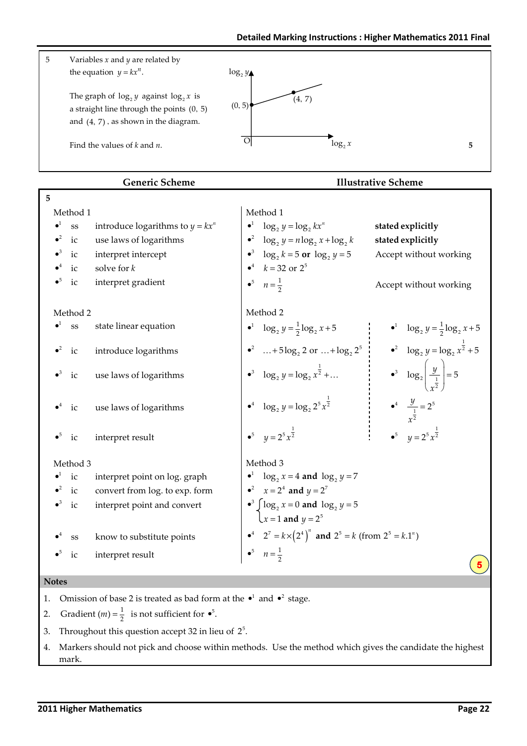| 5 | Variables $x$ and $y$ are related by the equation $y = kx^n$. The graph of $\log_2 y$ against $\log_2 x$ is a straight line through the points $(0, 5)$ and $(4, 7)$, as shown in the diagram. Find the values of $k$ and $n$. | 5 |
|---|---|---|

| Generic Scheme | | Illustrative Scheme | |
|---|---|---|---|
| **5** | | | |
| **Method 1** | | **Method 1** | |
| •¹ ss | introduce logarithms to $y = kx^n$ | •¹ $\log_2 y = \log_2 kx^n$ | **stated explicitly** |
| •² ic | use laws of logarithms | •² $\log_2 y = n\log_2 x + \log_2 k$ | **stated explicitly** |
| •³ ic | interpret intercept | •³ $\log_2 k = 5$ **or** $\log_2 y = 5$ | Accept without working |
| •⁴ ic | solve for $k$ | •⁴ $k = 32$ or $2^5$ | |
| •⁵ ic | interpret gradient | •⁵ $n = \frac{1}{2}$ | Accept without working |
| **Method 2** | | **Method 2** | |
| •¹ ss | state linear equation | •¹ $\log_2 y = \frac{1}{2}\log_2 x + 5$ | •¹ $\log_2 y = \frac{1}{2}\log_2 x + 5$ |
| •² ic | introduce logarithms | •² $\ldots + 5\log_2 2$ or $\ldots + \log_2 2^5$ | •² $\log_2 y = \log_2 x^{\frac{1}{2}} + 5$ |
| •³ ic | use laws of logarithms | •³ $\log_2 y = \log_2 x^{\frac{1}{2}} + \ldots$ | •³ $\log_2\left(\frac{y}{x^{\frac{1}{2}}}\right) = 5$ |
| •⁴ ic | use laws of logarithms | •⁴ $\log_2 y = \log_2 2^5 x^{\frac{1}{2}}$ | •⁴ $\frac{y}{x^{\frac{1}{2}}} = 2^5$ |
| •⁵ ic | interpret result | •⁵ $y = 2^5 x^{\frac{1}{2}}$ | •⁵ $y = 2^5 x^{\frac{1}{2}}$ |
| **Method 3** | | **Method 3** | |
| •¹ ic | interpret point on log. graph | •¹ $\log_2 x = 4$ **and** $\log_2 y = 7$ | |
| •² ic | convert from log. to exp. form | •² $x = 2^4$ **and** $y = 2^7$ | |
| •³ ic | interpret point and convert | •³ $\log_2 x = 0$ **and** $\log_2 y = 5$; $x = 1$ **and** $y = 2^5$ | |
| •⁴ ss | know to substitute points | •⁴ $2^7 = k \times (2^4)^n$ **and** $2^5 = k$ (from $2^5 = k.1^n$) | |
| •⁵ ic | interpret result | •⁵ $n = \frac{1}{2}$ | |

**Notes**

1. Omission of base 2 is treated as bad form at the •¹ and •² stage.
2. Gradient $(m) = \frac{1}{2}$ is not sufficient for •⁵.
3. Throughout this question accept 32 in lieu of $2^5$.
4. Markers should not pick and choose within methods. Use the method which gives the candidate the highest mark.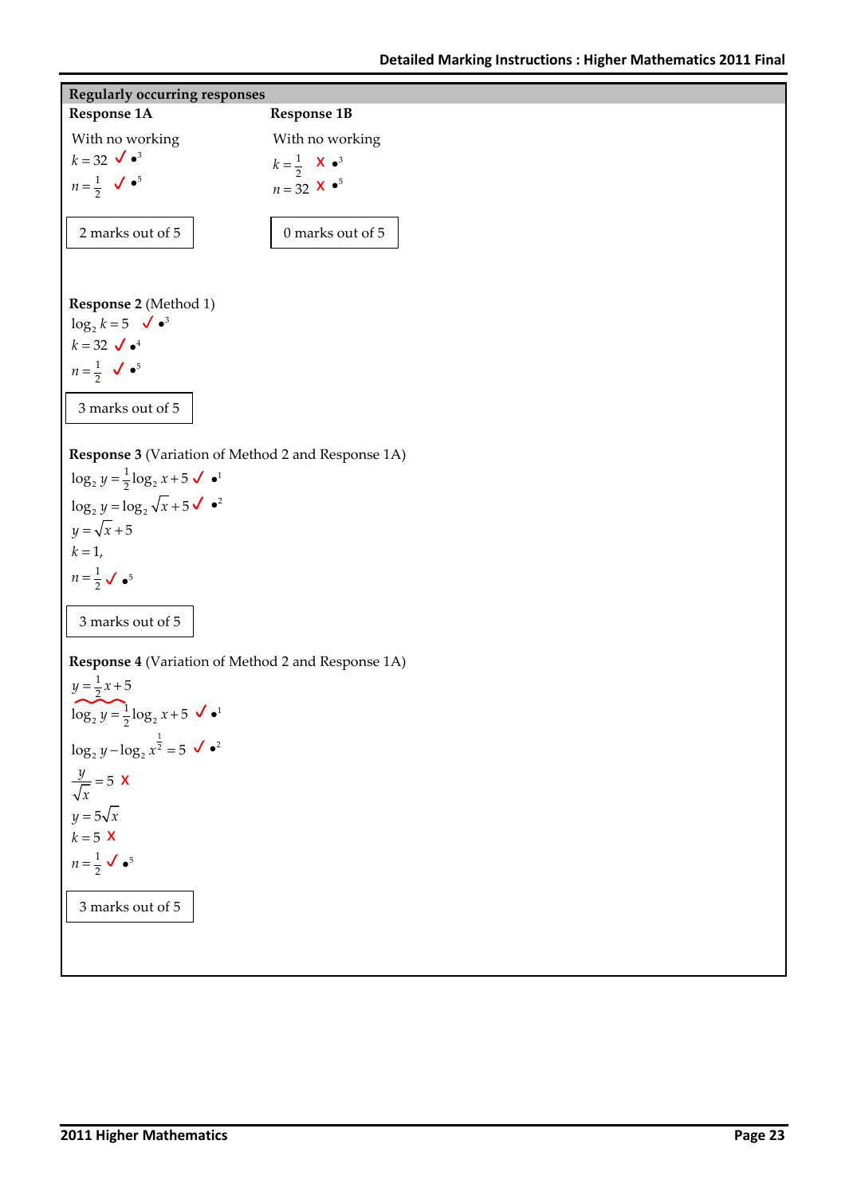## Regularly occurring responses

**Response 1A**

With no working

$k = 32$ ✓ $\bullet^3$

$n = \frac{1}{2}$ ✓ $\bullet^5$

2 marks out of 5

**Response 1B**

With no working

$k = \frac{1}{2}$ ✗ $\bullet^3$

$n = 32$ ✗ $\bullet^5$

0 marks out of 5

**Response 2** (Method 1)

$\log_2 k = 5$ ✓ $\bullet^3$

$k = 32$ ✓ $\bullet^4$

$n = \frac{1}{2}$ ✓ $\bullet^5$

3 marks out of 5

**Response 3** (Variation of Method 2 and Response 1A)

$\log_2 y = \frac{1}{2}\log_2 x + 5$ ✓ $\bullet^1$

$\log_2 y = \log_2 \sqrt{x} + 5$ ✓ $\bullet^2$

$y = \sqrt{x} + 5$

$k = 1,$

$n = \frac{1}{2}$ ✓ $\bullet^5$

3 marks out of 5

**Response 4** (Variation of Method 2 and Response 1A)

$y = \frac{1}{2}x + 5$

$\log_2 y = \frac{1}{2}\log_2 x + 5$ ✓ $\bullet^1$

$\log_2 y - \log_2 x^{\frac{1}{2}} = 5$ ✓ $\bullet^2$

$\frac{y}{\sqrt{x}} = 5$ ✗

$y = 5\sqrt{x}$

$k = 5$ ✗

$n = \frac{1}{2}$ ✓ $\bullet^5$

3 marks out of 5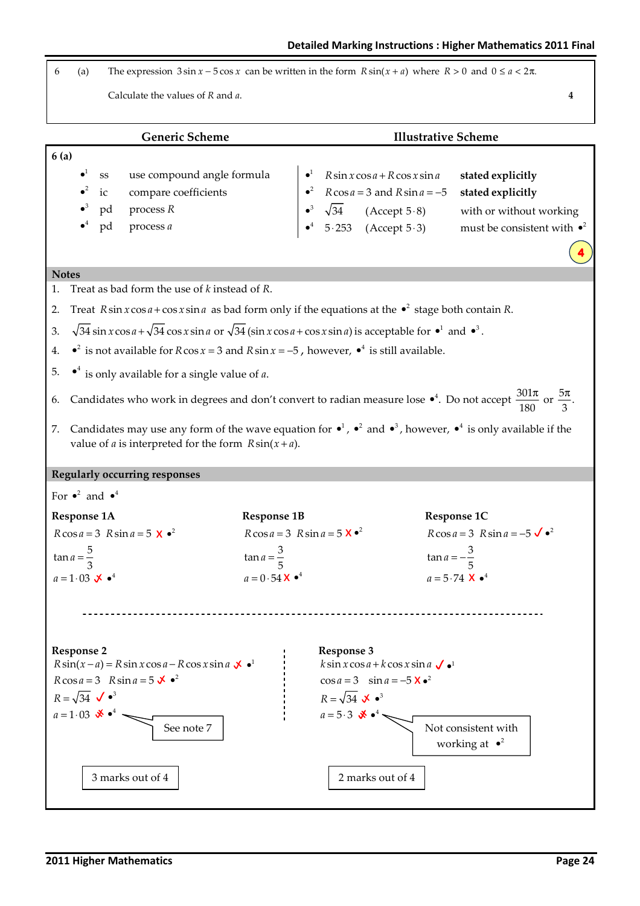| 6 | (a) | The expression $3\sin x - 5\cos x$ can be written in the form $R\sin(x+a)$ where $R > 0$ and $0 \le a < 2\pi$. Calculate the values of $R$ and $a$. | 4 |
|---|---|---|---|

**Generic Scheme** / **Illustrative Scheme**

**6 (a)**

| | | Generic Scheme | | Illustrative Scheme | |
|---|---|---|---|---|---|
| •[1] | ss | use compound angle formula | •[1] | $R\sin x\cos a + R\cos x\sin a$ | **stated explicitly** |
| •[2] | ic | compare coefficients | •[2] | $R\cos a = 3$ and $R\sin a = -5$ | **stated explicitly** |
| •[3] | pd | process $R$ | •[3] | $\sqrt{34}$ (Accept $5\cdot 8$) | with or without working |
| •[4] | pd | process $a$ | •[4] | $5\cdot 253$ (Accept $5\cdot 3$) | must be consistent with •[2] |

**4**

**Notes**

1. Treat as bad form the use of $k$ instead of $R$.
2. Treat $R\sin x\cos a + \cos x\sin a$ as bad form only if the equations at the •[2] stage both contain $R$.
3. $\sqrt{34}\sin x\cos a + \sqrt{34}\cos x\sin a$ or $\sqrt{34}(\sin x\cos a + \cos x\sin a)$ is acceptable for •[1] and •[3].
4. •[2] is not available for $R\cos x = 3$ and $R\sin x = -5$, however, •[4] is still available.
5. •[4] is only available for a single value of $a$.
6. Candidates who work in degrees and don't convert to radian measure lose •[4]. Do not accept $\frac{301\pi}{180}$ or $\frac{5\pi}{3}$.
7. Candidates may use any form of the wave equation for •[1], •[2] and •[3], however, •[4] is only available if the value of $a$ is interpreted for the form $R\sin(x+a)$.

**Regularly occurring responses**

For •[2] and •[4]

**Response 1A**

$R\cos a = 3 \quad R\sin a = 5$ ✗ •[2]

$\tan a = \frac{5}{3}$

$a = 1\cdot 03$ ✗̸ •[4]

**Response 1B**

$R\cos a = 3 \quad R\sin a = 5$ ✗ •[2]

$\tan a = \frac{3}{5}$

$a = 0\cdot 54$ ✗ •[4]

**Response 1C**

$R\cos a = 3 \quad R\sin a = -5$ ✓ •[2]

$\tan a = -\frac{3}{5}$

$a = 5\cdot 74$ ✗ •[4]

**Response 2**

$R\sin(x-a) = R\sin x\cos a - R\cos x\sin a$ ✓̸ •[1]

$R\cos a = 3 \quad R\sin a = 5$ ✗̸ •[2]

$R = \sqrt{34}$ ✓ •[3]

$a = 1\cdot 03$ ✗̸ •[4] — See note 7

3 marks out of 4

**Response 3**

$k\sin x\cos a + k\cos x\sin a$ ✓ •[1]

$\cos a = 3 \quad \sin a = -5$ ✗ •[2]

$R = \sqrt{34}$ ✗̸ •[3]

$a = 5\cdot 3$ ✗̸ •[4] — Not consistent with working at •[2]

2 marks out of 4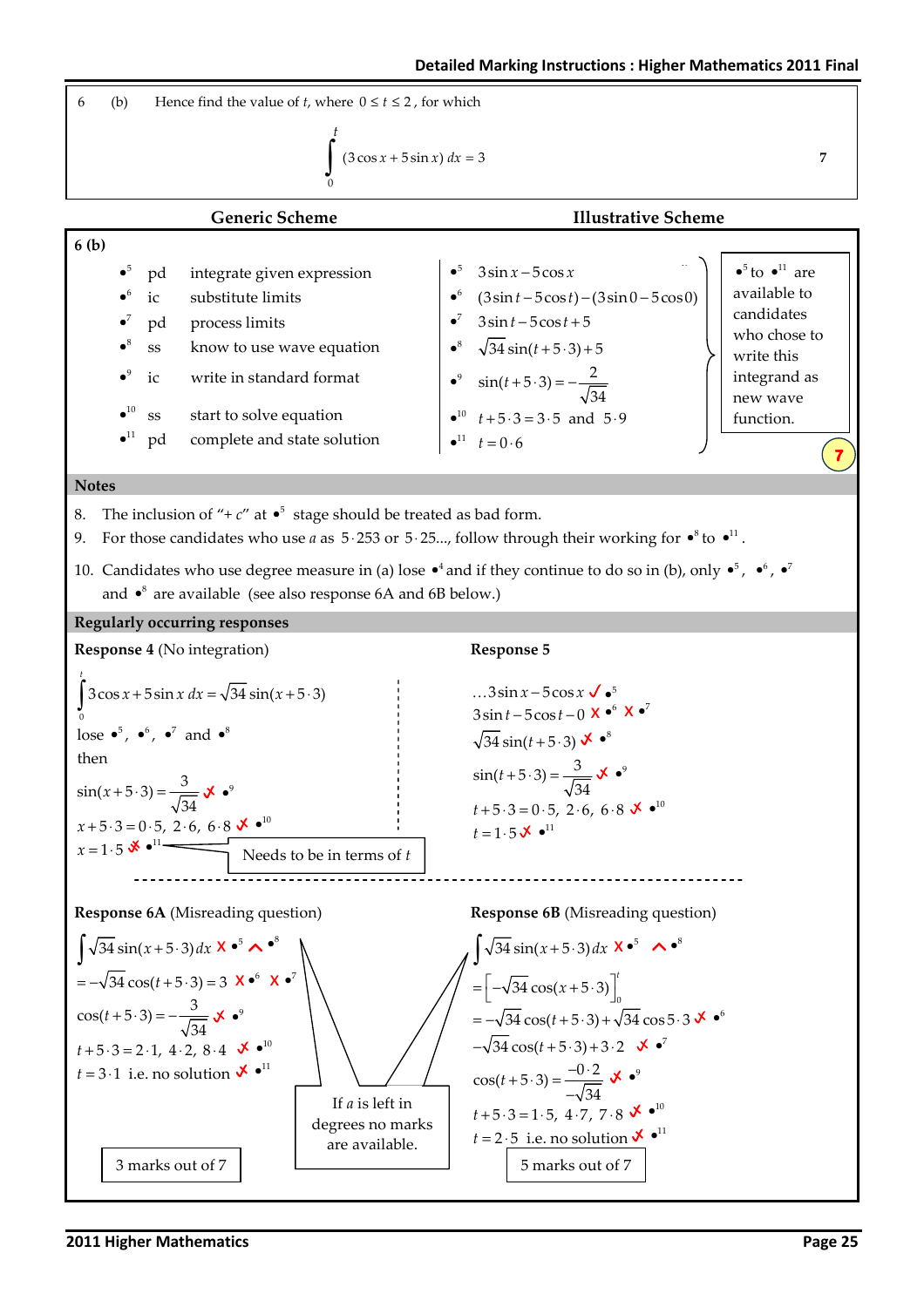6 (b) Hence find the value of $t$, where $0 \le t \le 2$, for which

$$\int_0^t (3\cos x + 5\sin x)\, dx = 3$$

**7**

| Generic Scheme | | | Illustrative Scheme |
|---|---|---|---|
| **6 (b)** | | | |
| •5 | pd | integrate given expression | •5 $3\sin x - 5\cos x$ |
| •6 | ic | substitute limits | •6 $(3\sin t - 5\cos t) - (3\sin 0 - 5\cos 0)$ |
| •7 | pd | process limits | •7 $3\sin t - 5\cos t + 5$ |
| •8 | ss | know to use wave equation | •8 $\sqrt{34}\sin(t + 5\cdot 3) + 5$ |
| •9 | ic | write in standard format | •9 $\sin(t + 5\cdot 3) = -\frac{2}{\sqrt{34}}$ |
| •10 | ss | start to solve equation | •10 $t + 5\cdot 3 = 3\cdot 5$ and $5\cdot 9$ |
| •11 | pd | complete and state solution | •11 $t = 0\cdot 6$ |

•5 to •11 are available to candidates who chose to write this integrand as new wave function.

**7**

### Notes

8. The inclusion of "+ $c$" at •5 stage should be treated as bad form.
9. For those candidates who use $a$ as $5\cdot 253$ or $5\cdot 25$..., follow through their working for •8 to •11.
10. Candidates who use degree measure in (a) lose •4 and if they continue to do so in (b), only •5, •6, •7 and •8 are available (see also response 6A and 6B below.)

### Regularly occurring responses

**Response 4** (No integration)

$$\int_0^t 3\cos x + 5\sin x\, dx = \sqrt{34}\sin(x + 5\cdot 3)$$

lose •5, •6, •7 and •8

then

$\sin(x + 5\cdot 3) = \frac{3}{\sqrt{34}}$ ✗ •9

$x + 5\cdot 3 = 0\cdot 5,\ 2\cdot 6,\ 6\cdot 8$ ✗ •10

$x = 1\cdot 5$ ✗ •11 — Needs to be in terms of $t$

**Response 5**

$\ldots 3\sin x - 5\cos x$ ✓ •5

$3\sin t - 5\cos t - 0$ ✗ •6 ✗ •7

$\sqrt{34}\sin(t + 5\cdot 3)$ ✗ •8

$\sin(t + 5\cdot 3) = \frac{3}{\sqrt{34}}$ ✗ •9

$t + 5\cdot 3 = 0\cdot 5,\ 2\cdot 6,\ 6\cdot 8$ ✗ •10

$t = 1\cdot 5$ ✗ •11

**Response 6A** (Misreading question)

$\int \sqrt{34}\sin(x + 5\cdot 3)\, dx$ ✗ •5 ^ •8

$= -\sqrt{34}\cos(t + 5\cdot 3) = 3$ ✗ •6 ✗ •7

$\cos(t + 5\cdot 3) = -\frac{3}{\sqrt{34}}$ ✗ •9

$t + 5\cdot 3 = 2\cdot 1,\ 4\cdot 2,\ 8\cdot 4$ ✗ •10

$t = 3\cdot 1$ i.e. no solution ✗ •11

3 marks out of 7

**Response 6B** (Misreading question)

$\int \sqrt{34}\sin(x + 5\cdot 3)\, dx$ ✗ •5 ^ •8

$= \left[-\sqrt{34}\cos(x + 5\cdot 3)\right]_0^t$

$= -\sqrt{34}\cos(t + 5\cdot 3) + \sqrt{34}\cos 5\cdot 3$ ✗ •6

$-\sqrt{34}\cos(t + 5\cdot 3) + 3\cdot 2$ ✗ •7

$\cos(t + 5\cdot 3) = \frac{-0\cdot 2}{-\sqrt{34}}$ ✗ •9

$t + 5\cdot 3 = 1\cdot 5,\ 4\cdot 7,\ 7\cdot 8$ ✗ •10

$t = 2\cdot 5$ i.e. no solution ✗ •11

5 marks out of 7

If $a$ is left in degrees no marks are available.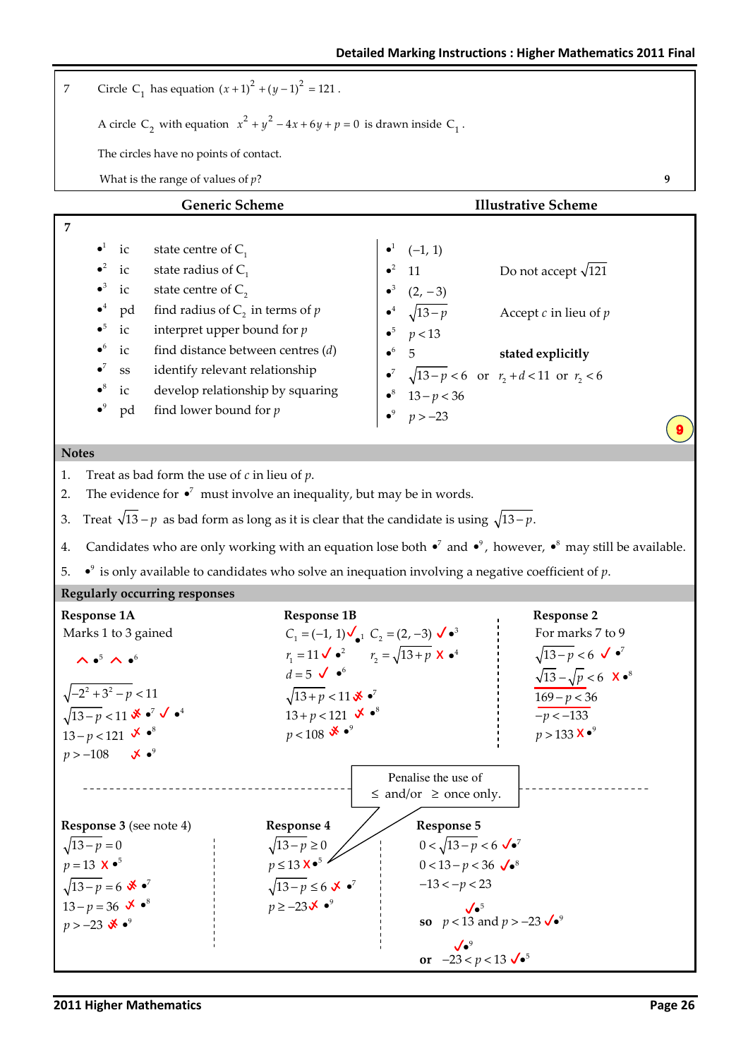| 7 | Circle $C_1$ has equation $(x+1)^2+(y-1)^2=121$. | |
|---|---|---|
| | A circle $C_2$ with equation $x^2+y^2-4x+6y+p=0$ is drawn inside $C_1$. | |
| | The circles have no points of contact. | |
| | What is the range of values of $p$? | 9 |

| Generic Scheme | | | Illustrative Scheme | |
|---|---|---|---|---|
| **7** | | | | |
| •1 | ic | state centre of $C_1$ | •1 $(-1, 1)$ | |
| •2 | ic | state radius of $C_1$ | •2 11 | Do not accept $\sqrt{121}$ |
| •3 | ic | state centre of $C_2$ | •3 $(2, -3)$ | |
| •4 | pd | find radius of $C_2$ in terms of $p$ | •4 $\sqrt{13-p}$ | Accept $c$ in lieu of $p$ |
| •5 | ic | interpret upper bound for $p$ | •5 $p<13$ | |
| •6 | ic | find distance between centres ($d$) | •6 5 | **stated explicitly** |
| •7 | ss | identify relevant relationship | •7 $\sqrt{13-p}<6$ or $r_2+d<11$ or $r_2<6$ | |
| •8 | ic | develop relationship by squaring | •8 $13-p<36$ | |
| •9 | pd | find lower bound for $p$ | •9 $p>-23$ | |
| | | | | **9** |

**Notes**

1. Treat as bad form the use of $c$ in lieu of $p$.
2. The evidence for •7 must involve an inequality, but may be in words.
3. Treat $\sqrt{13}-p$ as bad form as long as it is clear that the candidate is using $\sqrt{13-p}$.
4. Candidates who are only working with an equation lose both •7 and •9, however, •8 may still be available.
5. •9 is only available to candidates who solve an inequation involving a negative coefficient of $p$.

**Regularly occurring responses**

**Response 1A**

Marks 1 to 3 gained

^ •5 ^ •6

$\sqrt{-2^2+3^2-p}<11$

$\sqrt{13-p}<11$ ✗ •7 ✓ •4

$13-p<121$ ✗ •8

$p>-108$ ✗ •9

**Response 1B**

$C_1=(-1, 1)$ ✓ •1 $C_2=(2,-3)$ ✓ •3

$r_1=11$ ✓ •2 $r_2=\sqrt{13+p}$ ✗ •4

$d=5$ ✓ •6

$\sqrt{13+p}<11$ ✗ •7

$13+p<121$ ✗ •8

$p<108$ ✗ •9

**Response 2**

For marks 7 to 9

$\sqrt{13-p}<6$ ✓ •7

$\sqrt{13}-\sqrt{p}<6$ ✗ •8

$169-p<36$

$-p<-133$

$p>133$ ✗ •9

Penalise the use of $\leq$ and/or $\geq$ once only.

**Response 3** (see note 4)

$\sqrt{13-p}=0$

$p=13$ ✗ •5

$\sqrt{13-p}=6$ ✗ •7

$13-p=36$ ✗ •8

$p>-23$ ✗ •9

**Response 4**

$\sqrt{13-p}\geq 0$

$p\leq 13$ ✗ •5

$\sqrt{13-p}\leq 6$ ✗ •7

$p\geq -23$ ✗ •9

**Response 5**

$0<\sqrt{13-p}<6$ ✓ •7

$0<13-p<36$ ✓ •8

$-13<-p<23$

✓ •5

**so** $p<13$ and $p>-23$ ✓ •9

✓ •9

**or** $-23<p<13$ ✓ •5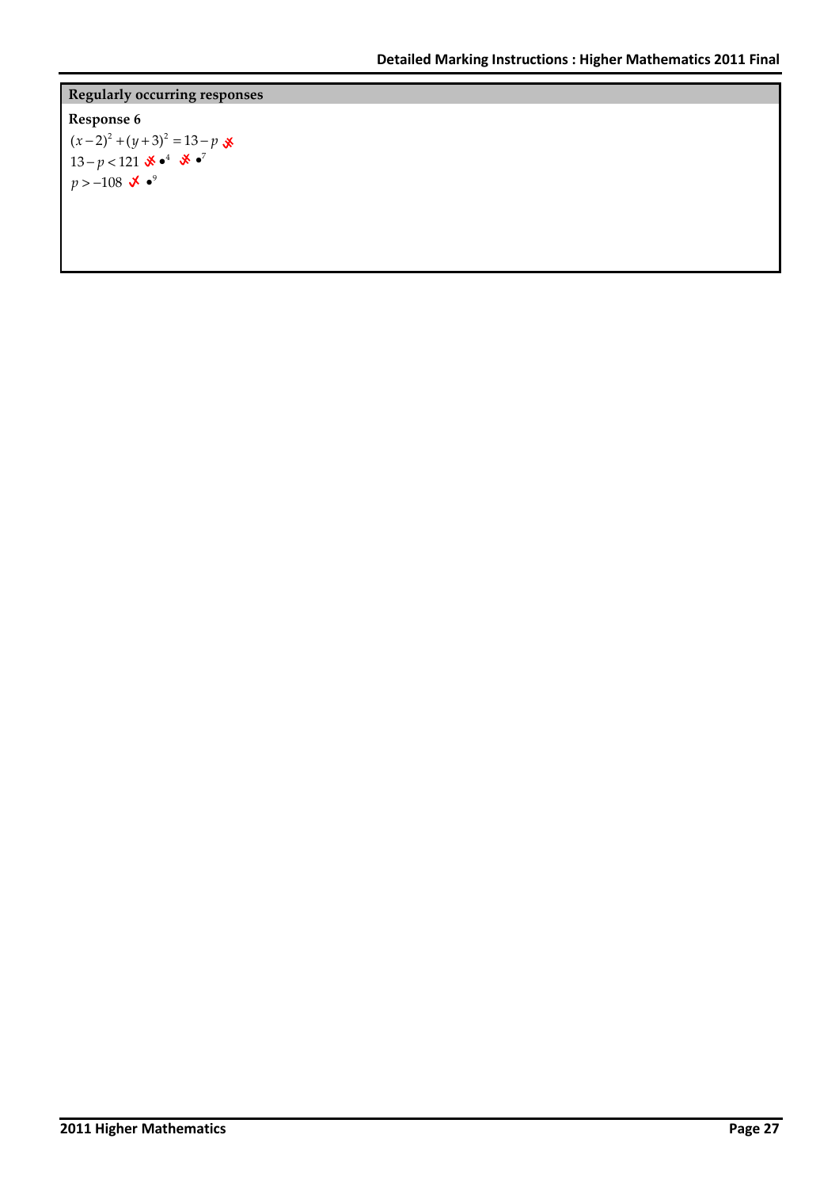**Regularly occurring responses**

**Response 6**

$(x-2)^2+(y+3)^2=13-p$ ✗

$13-p<121$ ✗ $\bullet^4$ ✗ $\bullet^7$

$p>-108$ ✓ $\bullet^9$